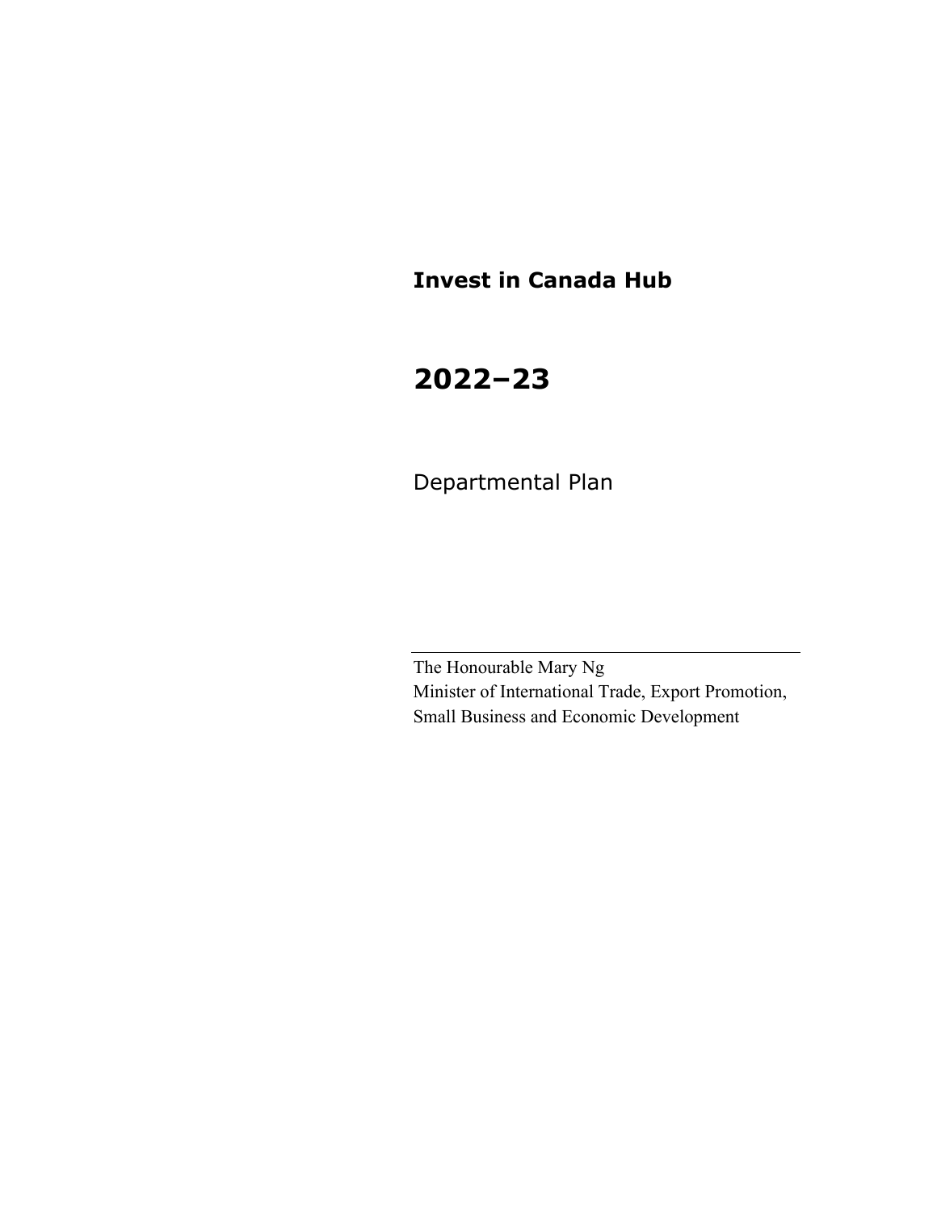**Invest in Canada Hub**

# 2022–23

Departmental Plan

---

The Honourable Mary Ng
Minister of International Trade, Export Promotion, Small Business and Economic Development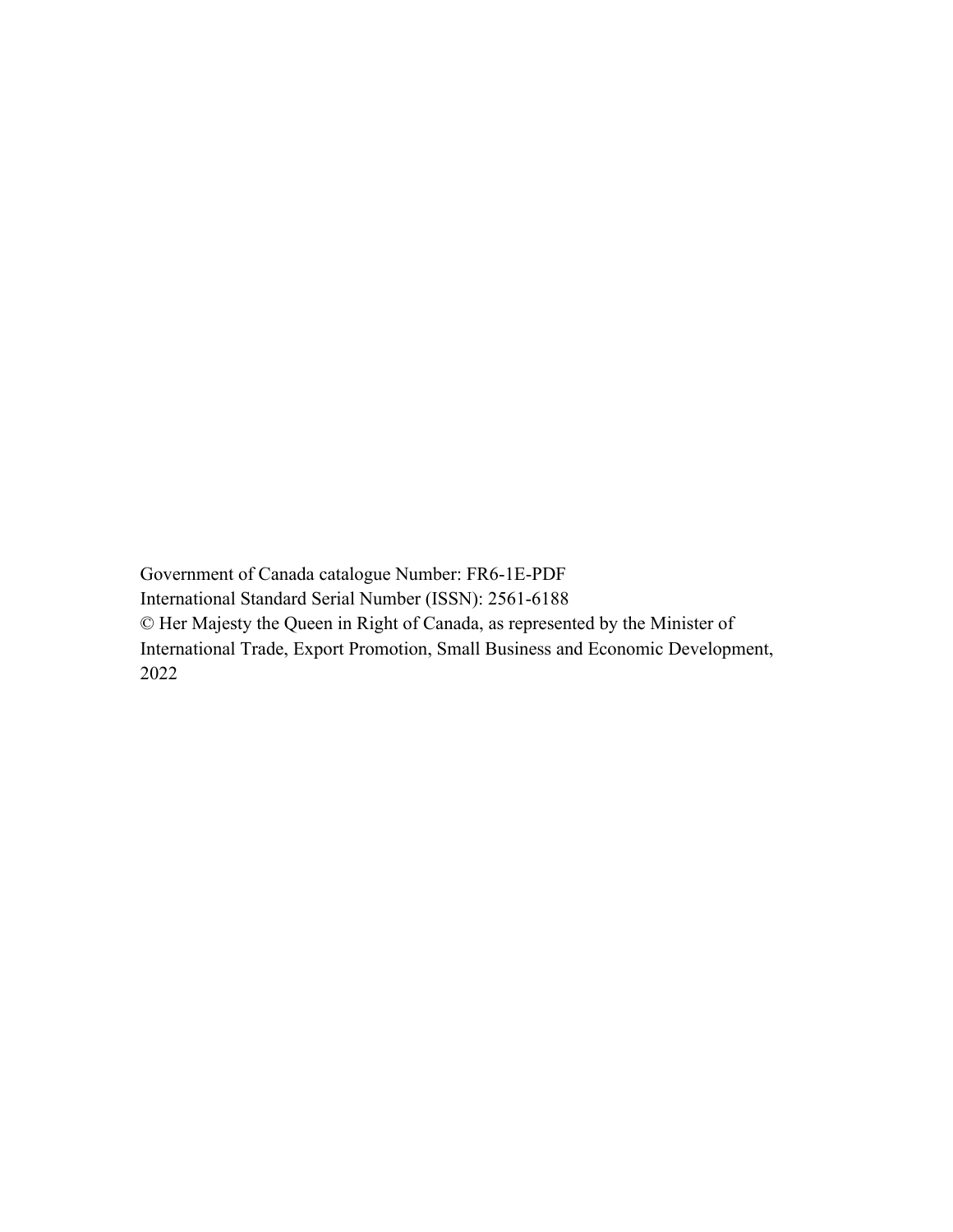Government of Canada catalogue Number: FR6-1E-PDF
International Standard Serial Number (ISSN): 2561-6188
© Her Majesty the Queen in Right of Canada, as represented by the Minister of International Trade, Export Promotion, Small Business and Economic Development, 2022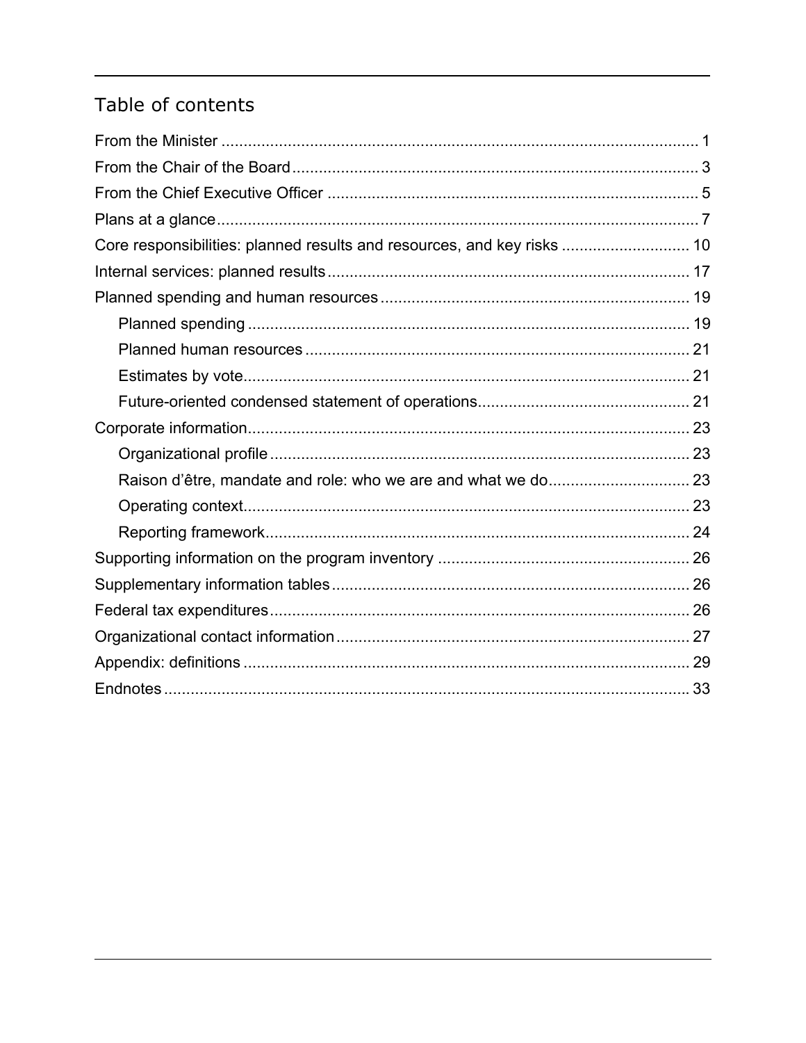## Table of contents

From the Minister ........................................................................................................ 1

From the Chair of the Board ......................................................................................... 3

From the Chief Executive Officer .................................................................................. 5

Plans at a glance ............................................................................................................ 7

Core responsibilities: planned results and resources, and key risks ............................. 10

Internal services: planned results ................................................................................ 17

Planned spending and human resources ..................................................................... 19

- Planned spending ................................................................................................... 19
- Planned human resources ...................................................................................... 21
- Estimates by vote .................................................................................................... 21
- Future-oriented condensed statement of operations ............................................... 21

Corporate information .................................................................................................. 23

- Organizational profile .............................................................................................. 23
- Raison d'être, mandate and role: who we are and what we do ................................ 23
- Operating context .................................................................................................... 23
- Reporting framework ............................................................................................... 24

Supporting information on the program inventory ........................................................ 26

Supplementary information tables ................................................................................ 26

Federal tax expenditures .............................................................................................. 26

Organizational contact information ............................................................................... 27

Appendix: definitions .................................................................................................... 29

Endnotes ...................................................................................................................... 33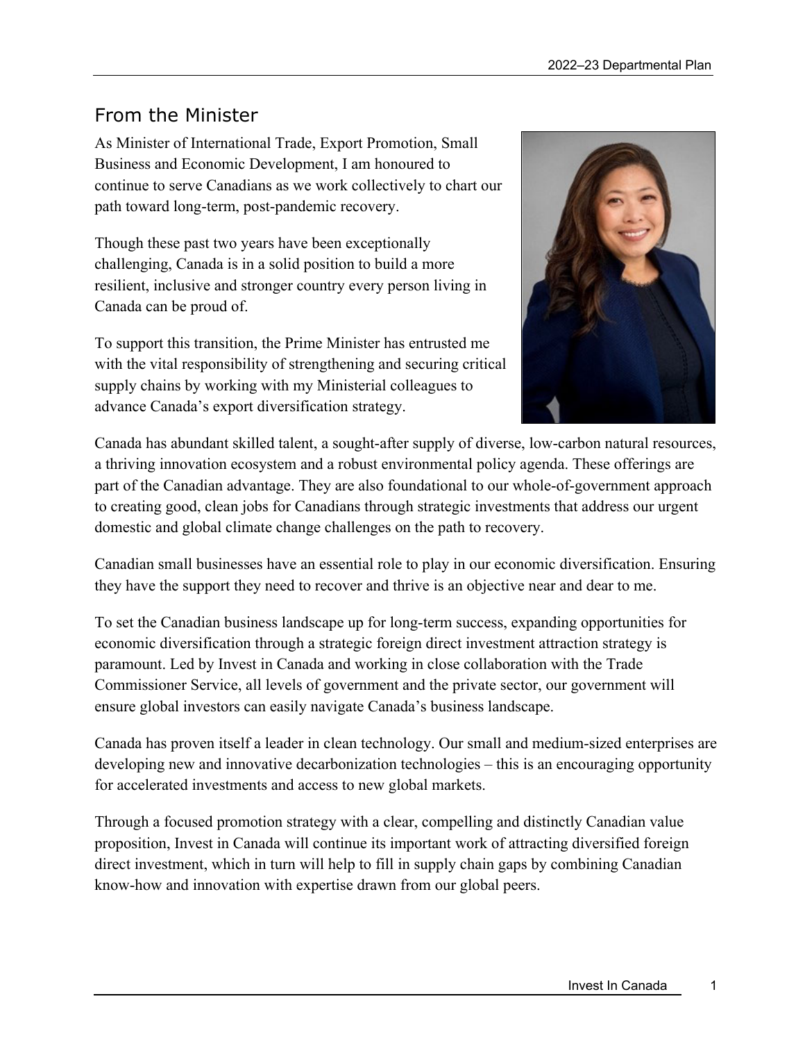## From the Minister

As Minister of International Trade, Export Promotion, Small Business and Economic Development, I am honoured to continue to serve Canadians as we work collectively to chart our path toward long-term, post-pandemic recovery.

Though these past two years have been exceptionally challenging, Canada is in a solid position to build a more resilient, inclusive and stronger country every person living in Canada can be proud of.

To support this transition, the Prime Minister has entrusted me with the vital responsibility of strengthening and securing critical supply chains by working with my Ministerial colleagues to advance Canada's export diversification strategy.

Canada has abundant skilled talent, a sought-after supply of diverse, low-carbon natural resources, a thriving innovation ecosystem and a robust environmental policy agenda. These offerings are part of the Canadian advantage. They are also foundational to our whole-of-government approach to creating good, clean jobs for Canadians through strategic investments that address our urgent domestic and global climate change challenges on the path to recovery.

Canadian small businesses have an essential role to play in our economic diversification. Ensuring they have the support they need to recover and thrive is an objective near and dear to me.

To set the Canadian business landscape up for long-term success, expanding opportunities for economic diversification through a strategic foreign direct investment attraction strategy is paramount. Led by Invest in Canada and working in close collaboration with the Trade Commissioner Service, all levels of government and the private sector, our government will ensure global investors can easily navigate Canada's business landscape.

Canada has proven itself a leader in clean technology. Our small and medium-sized enterprises are developing new and innovative decarbonization technologies – this is an encouraging opportunity for accelerated investments and access to new global markets.

Through a focused promotion strategy with a clear, compelling and distinctly Canadian value proposition, Invest in Canada will continue its important work of attracting diversified foreign direct investment, which in turn will help to fill in supply chain gaps by combining Canadian know-how and innovation with expertise drawn from our global peers.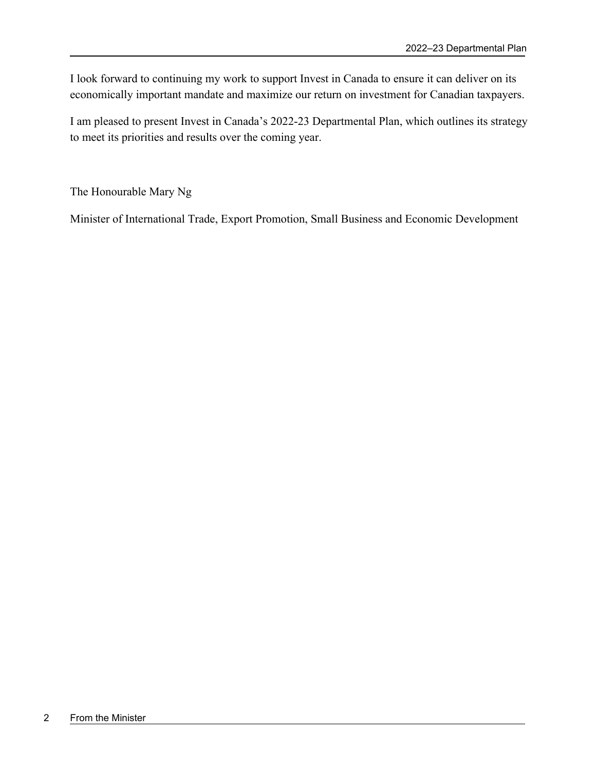I look forward to continuing my work to support Invest in Canada to ensure it can deliver on its economically important mandate and maximize our return on investment for Canadian taxpayers.

I am pleased to present Invest in Canada's 2022-23 Departmental Plan, which outlines its strategy to meet its priorities and results over the coming year.

The Honourable Mary Ng

Minister of International Trade, Export Promotion, Small Business and Economic Development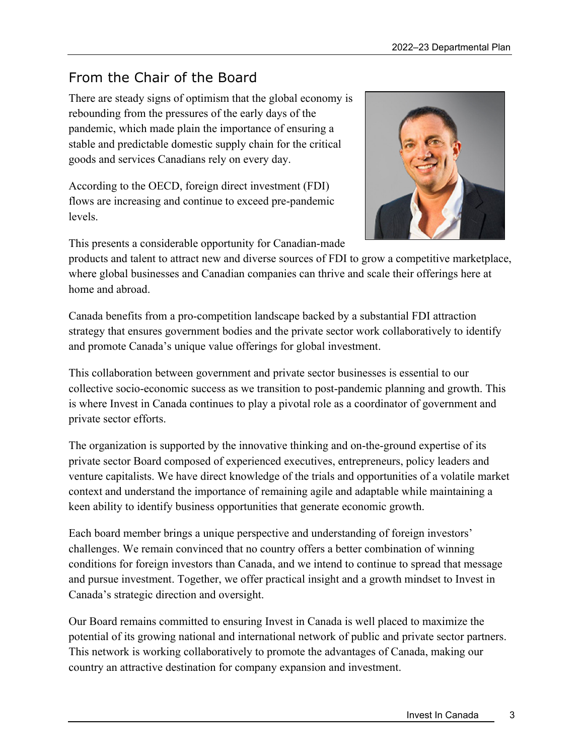## From the Chair of the Board

There are steady signs of optimism that the global economy is rebounding from the pressures of the early days of the pandemic, which made plain the importance of ensuring a stable and predictable domestic supply chain for the critical goods and services Canadians rely on every day.

According to the OECD, foreign direct investment (FDI) flows are increasing and continue to exceed pre-pandemic levels.

This presents a considerable opportunity for Canadian-made products and talent to attract new and diverse sources of FDI to grow a competitive marketplace, where global businesses and Canadian companies can thrive and scale their offerings here at home and abroad.

Canada benefits from a pro-competition landscape backed by a substantial FDI attraction strategy that ensures government bodies and the private sector work collaboratively to identify and promote Canada's unique value offerings for global investment.

This collaboration between government and private sector businesses is essential to our collective socio-economic success as we transition to post-pandemic planning and growth. This is where Invest in Canada continues to play a pivotal role as a coordinator of government and private sector efforts.

The organization is supported by the innovative thinking and on-the-ground expertise of its private sector Board composed of experienced executives, entrepreneurs, policy leaders and venture capitalists. We have direct knowledge of the trials and opportunities of a volatile market context and understand the importance of remaining agile and adaptable while maintaining a keen ability to identify business opportunities that generate economic growth.

Each board member brings a unique perspective and understanding of foreign investors' challenges. We remain convinced that no country offers a better combination of winning conditions for foreign investors than Canada, and we intend to continue to spread that message and pursue investment. Together, we offer practical insight and a growth mindset to Invest in Canada's strategic direction and oversight.

Our Board remains committed to ensuring Invest in Canada is well placed to maximize the potential of its growing national and international network of public and private sector partners. This network is working collaboratively to promote the advantages of Canada, making our country an attractive destination for company expansion and investment.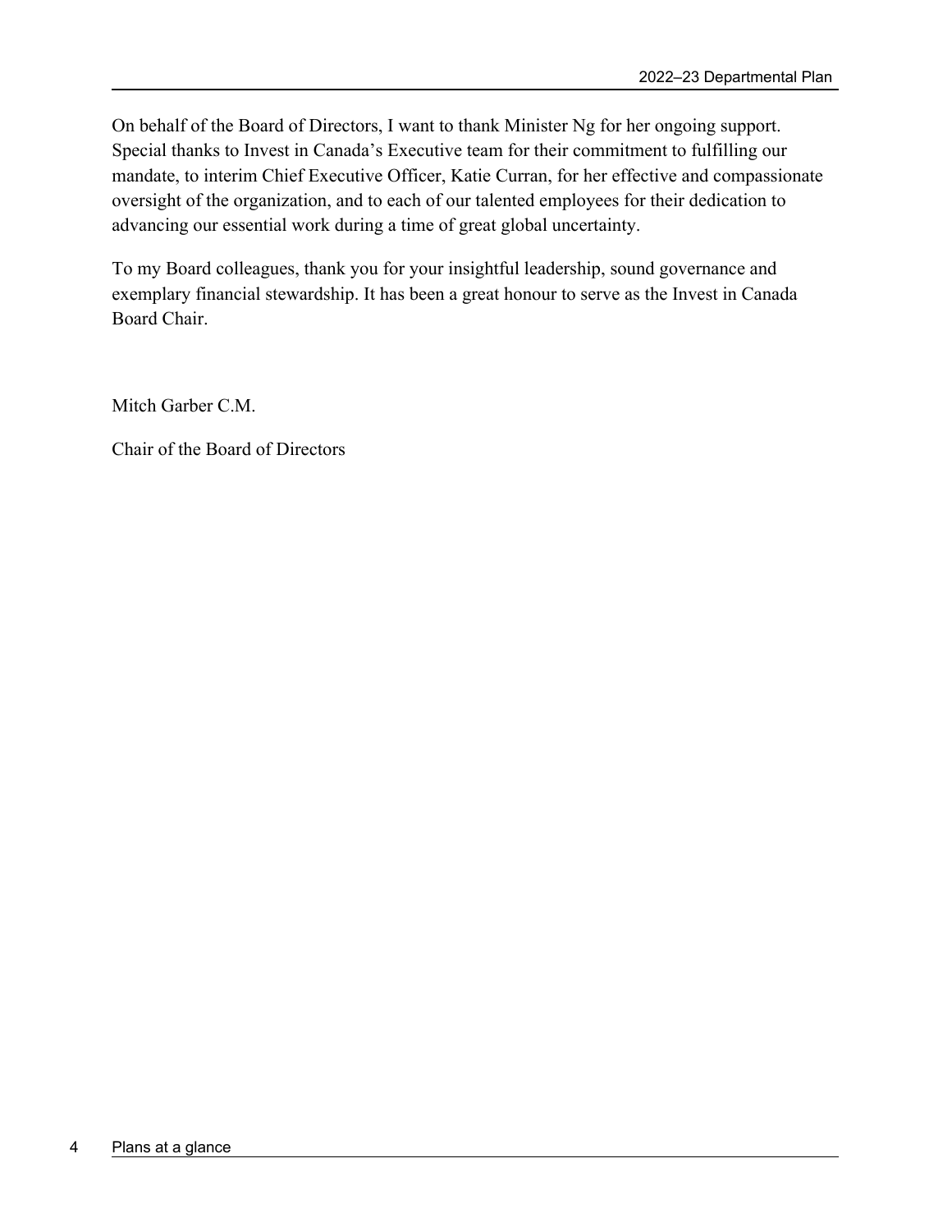On behalf of the Board of Directors, I want to thank Minister Ng for her ongoing support. Special thanks to Invest in Canada's Executive team for their commitment to fulfilling our mandate, to interim Chief Executive Officer, Katie Curran, for her effective and compassionate oversight of the organization, and to each of our talented employees for their dedication to advancing our essential work during a time of great global uncertainty.

To my Board colleagues, thank you for your insightful leadership, sound governance and exemplary financial stewardship. It has been a great honour to serve as the Invest in Canada Board Chair.

Mitch Garber C.M.

Chair of the Board of Directors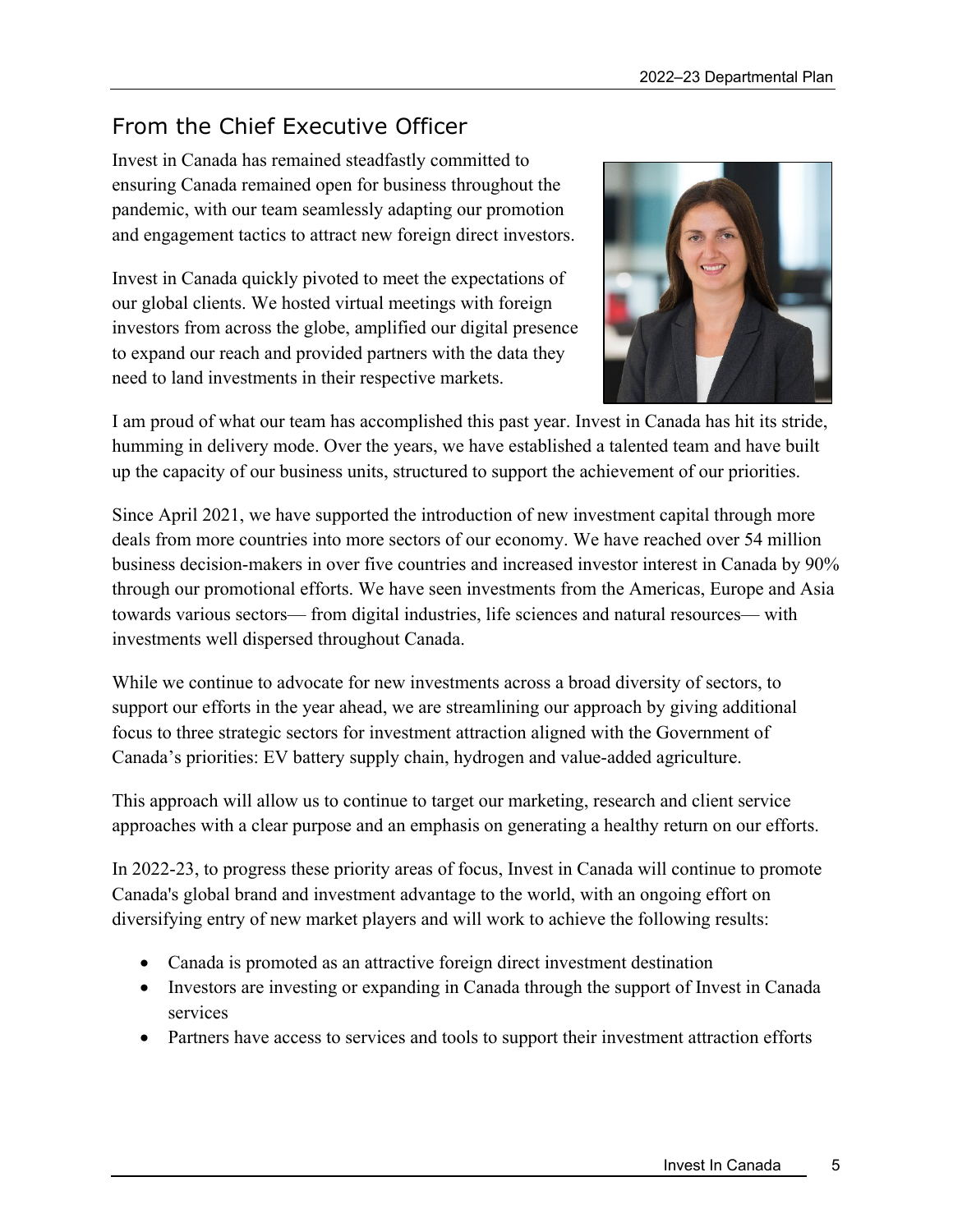## From the Chief Executive Officer

Invest in Canada has remained steadfastly committed to ensuring Canada remained open for business throughout the pandemic, with our team seamlessly adapting our promotion and engagement tactics to attract new foreign direct investors.

Invest in Canada quickly pivoted to meet the expectations of our global clients. We hosted virtual meetings with foreign investors from across the globe, amplified our digital presence to expand our reach and provided partners with the data they need to land investments in their respective markets.

I am proud of what our team has accomplished this past year. Invest in Canada has hit its stride, humming in delivery mode. Over the years, we have established a talented team and have built up the capacity of our business units, structured to support the achievement of our priorities.

Since April 2021, we have supported the introduction of new investment capital through more deals from more countries into more sectors of our economy. We have reached over 54 million business decision-makers in over five countries and increased investor interest in Canada by 90% through our promotional efforts. We have seen investments from the Americas, Europe and Asia towards various sectors— from digital industries, life sciences and natural resources— with investments well dispersed throughout Canada.

While we continue to advocate for new investments across a broad diversity of sectors, to support our efforts in the year ahead, we are streamlining our approach by giving additional focus to three strategic sectors for investment attraction aligned with the Government of Canada's priorities: EV battery supply chain, hydrogen and value-added agriculture.

This approach will allow us to continue to target our marketing, research and client service approaches with a clear purpose and an emphasis on generating a healthy return on our efforts.

In 2022-23, to progress these priority areas of focus, Invest in Canada will continue to promote Canada's global brand and investment advantage to the world, with an ongoing effort on diversifying entry of new market players and will work to achieve the following results:

- Canada is promoted as an attractive foreign direct investment destination
- Investors are investing or expanding in Canada through the support of Invest in Canada services
- Partners have access to services and tools to support their investment attraction efforts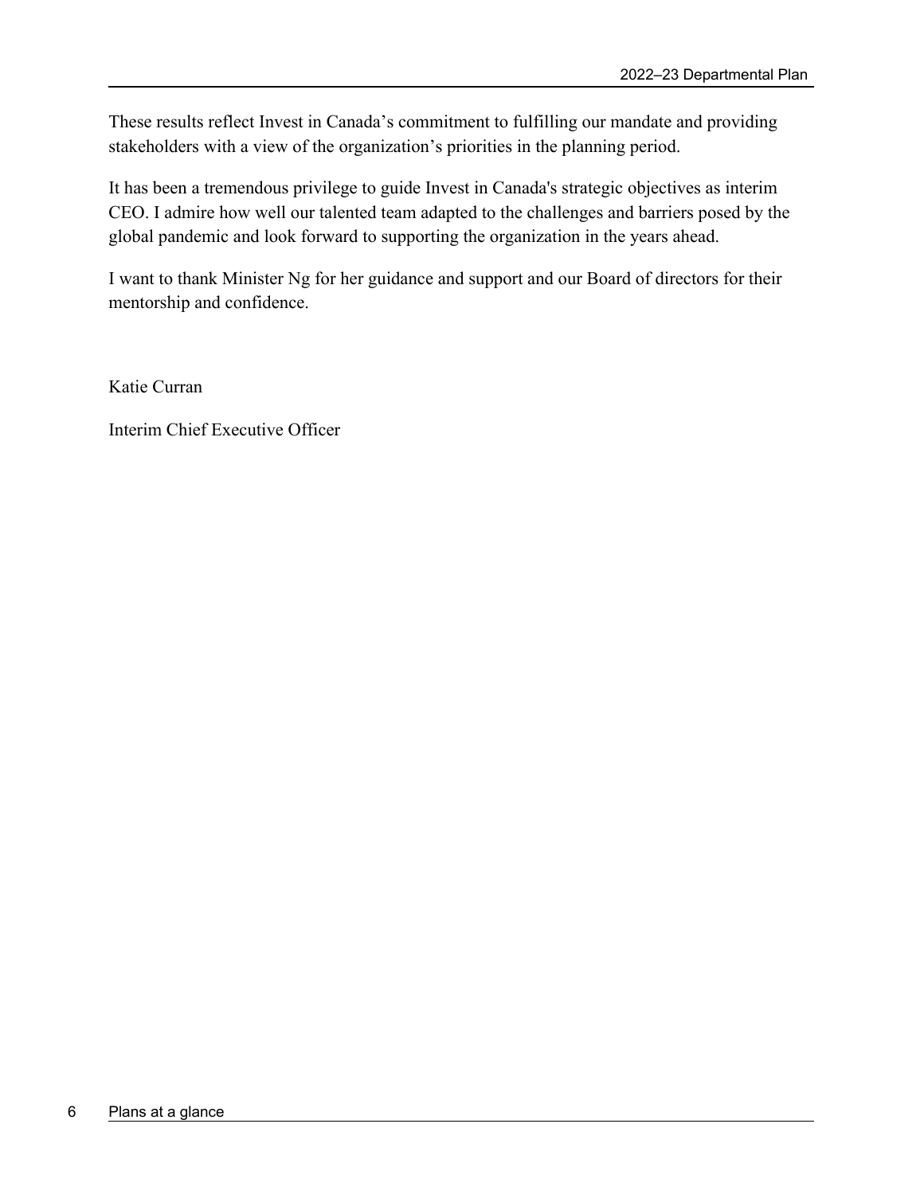These results reflect Invest in Canada’s commitment to fulfilling our mandate and providing stakeholders with a view of the organization’s priorities in the planning period.

It has been a tremendous privilege to guide Invest in Canada's strategic objectives as interim CEO. I admire how well our talented team adapted to the challenges and barriers posed by the global pandemic and look forward to supporting the organization in the years ahead.

I want to thank Minister Ng for her guidance and support and our Board of directors for their mentorship and confidence.

Katie Curran

Interim Chief Executive Officer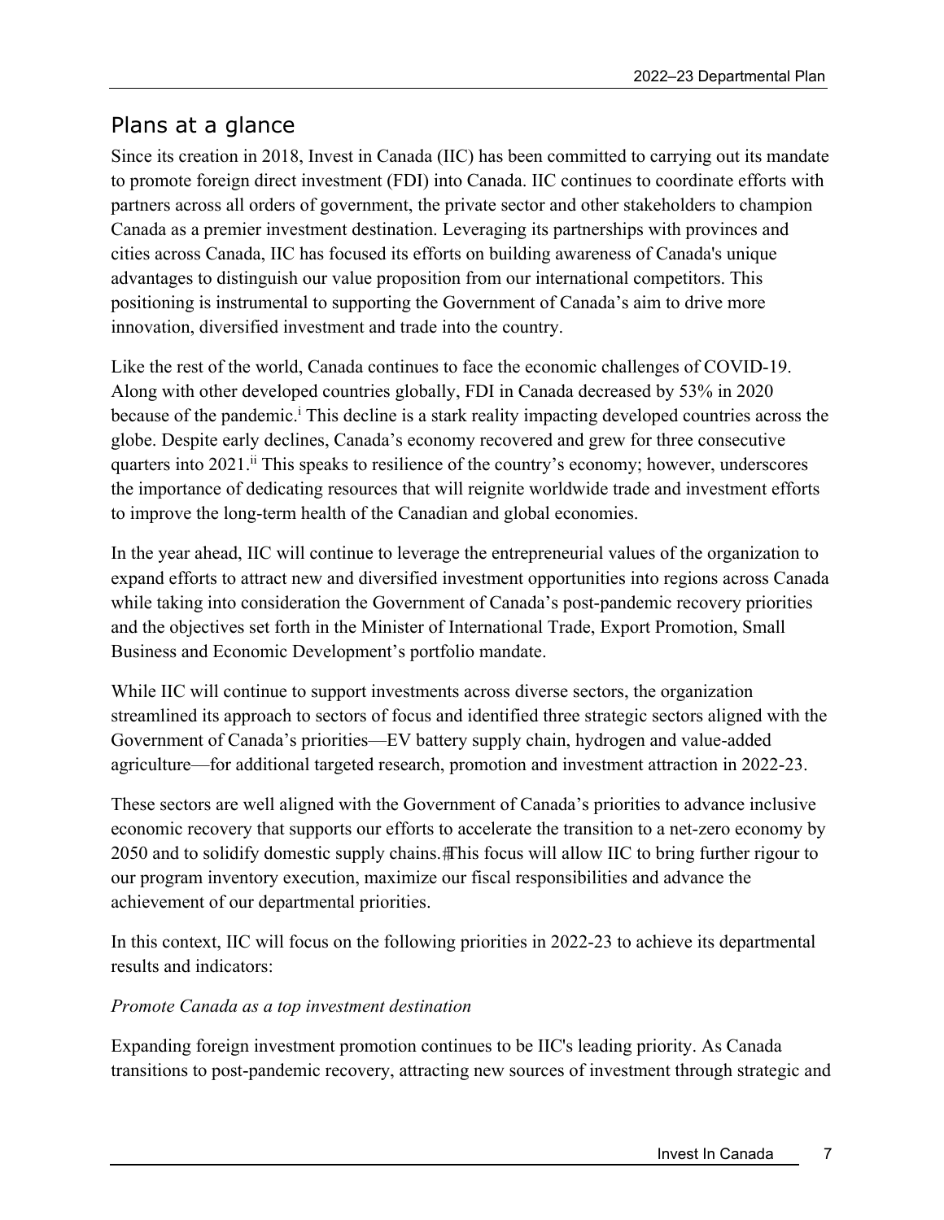## Plans at a glance

Since its creation in 2018, Invest in Canada (IIC) has been committed to carrying out its mandate to promote foreign direct investment (FDI) into Canada. IIC continues to coordinate efforts with partners across all orders of government, the private sector and other stakeholders to champion Canada as a premier investment destination. Leveraging its partnerships with provinces and cities across Canada, IIC has focused its efforts on building awareness of Canada's unique advantages to distinguish our value proposition from our international competitors. This positioning is instrumental to supporting the Government of Canada's aim to drive more innovation, diversified investment and trade into the country.

Like the rest of the world, Canada continues to face the economic challenges of COVID-19. Along with other developed countries globally, FDI in Canada decreased by 53% in 2020 because of the pandemic.[i] This decline is a stark reality impacting developed countries across the globe. Despite early declines, Canada's economy recovered and grew for three consecutive quarters into 2021.[ii] This speaks to resilience of the country's economy; however, underscores the importance of dedicating resources that will reignite worldwide trade and investment efforts to improve the long-term health of the Canadian and global economies.

In the year ahead, IIC will continue to leverage the entrepreneurial values of the organization to expand efforts to attract new and diversified investment opportunities into regions across Canada while taking into consideration the Government of Canada's post-pandemic recovery priorities and the objectives set forth in the Minister of International Trade, Export Promotion, Small Business and Economic Development's portfolio mandate.

While IIC will continue to support investments across diverse sectors, the organization streamlined its approach to sectors of focus and identified three strategic sectors aligned with the Government of Canada's priorities—EV battery supply chain, hydrogen and value-added agriculture—for additional targeted research, promotion and investment attraction in 2022-23.

These sectors are well aligned with the Government of Canada's priorities to advance inclusive economic recovery that supports our efforts to accelerate the transition to a net-zero economy by 2050 and to solidify domestic supply chains. This focus will allow IIC to bring further rigour to our program inventory execution, maximize our fiscal responsibilities and advance the achievement of our departmental priorities.

In this context, IIC will focus on the following priorities in 2022-23 to achieve its departmental results and indicators:

*Promote Canada as a top investment destination*

Expanding foreign investment promotion continues to be IIC's leading priority. As Canada transitions to post-pandemic recovery, attracting new sources of investment through strategic and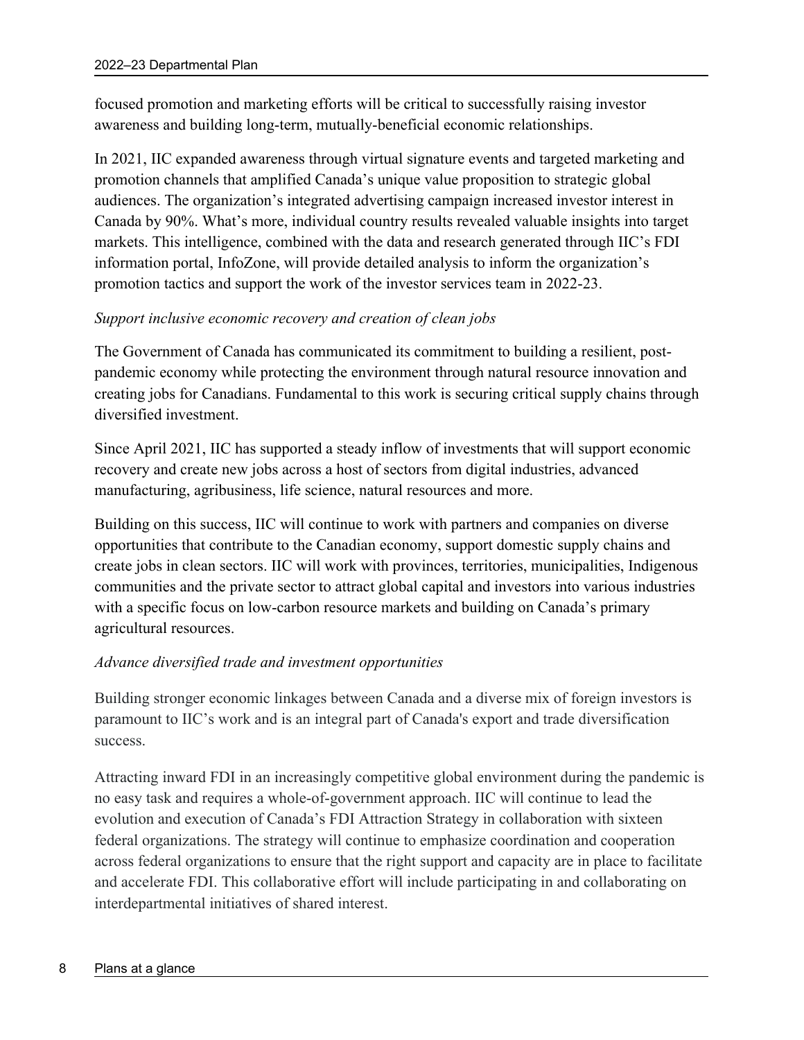focused promotion and marketing efforts will be critical to successfully raising investor awareness and building long-term, mutually-beneficial economic relationships.

In 2021, IIC expanded awareness through virtual signature events and targeted marketing and promotion channels that amplified Canada's unique value proposition to strategic global audiences. The organization's integrated advertising campaign increased investor interest in Canada by 90%. What's more, individual country results revealed valuable insights into target markets. This intelligence, combined with the data and research generated through IIC's FDI information portal, InfoZone, will provide detailed analysis to inform the organization's promotion tactics and support the work of the investor services team in 2022-23.

*Support inclusive economic recovery and creation of clean jobs*

The Government of Canada has communicated its commitment to building a resilient, post-pandemic economy while protecting the environment through natural resource innovation and creating jobs for Canadians. Fundamental to this work is securing critical supply chains through diversified investment.

Since April 2021, IIC has supported a steady inflow of investments that will support economic recovery and create new jobs across a host of sectors from digital industries, advanced manufacturing, agribusiness, life science, natural resources and more.

Building on this success, IIC will continue to work with partners and companies on diverse opportunities that contribute to the Canadian economy, support domestic supply chains and create jobs in clean sectors. IIC will work with provinces, territories, municipalities, Indigenous communities and the private sector to attract global capital and investors into various industries with a specific focus on low-carbon resource markets and building on Canada's primary agricultural resources.

*Advance diversified trade and investment opportunities*

Building stronger economic linkages between Canada and a diverse mix of foreign investors is paramount to IIC's work and is an integral part of Canada's export and trade diversification success.

Attracting inward FDI in an increasingly competitive global environment during the pandemic is no easy task and requires a whole-of-government approach. IIC will continue to lead the evolution and execution of Canada's FDI Attraction Strategy in collaboration with sixteen federal organizations. The strategy will continue to emphasize coordination and cooperation across federal organizations to ensure that the right support and capacity are in place to facilitate and accelerate FDI. This collaborative effort will include participating in and collaborating on interdepartmental initiatives of shared interest.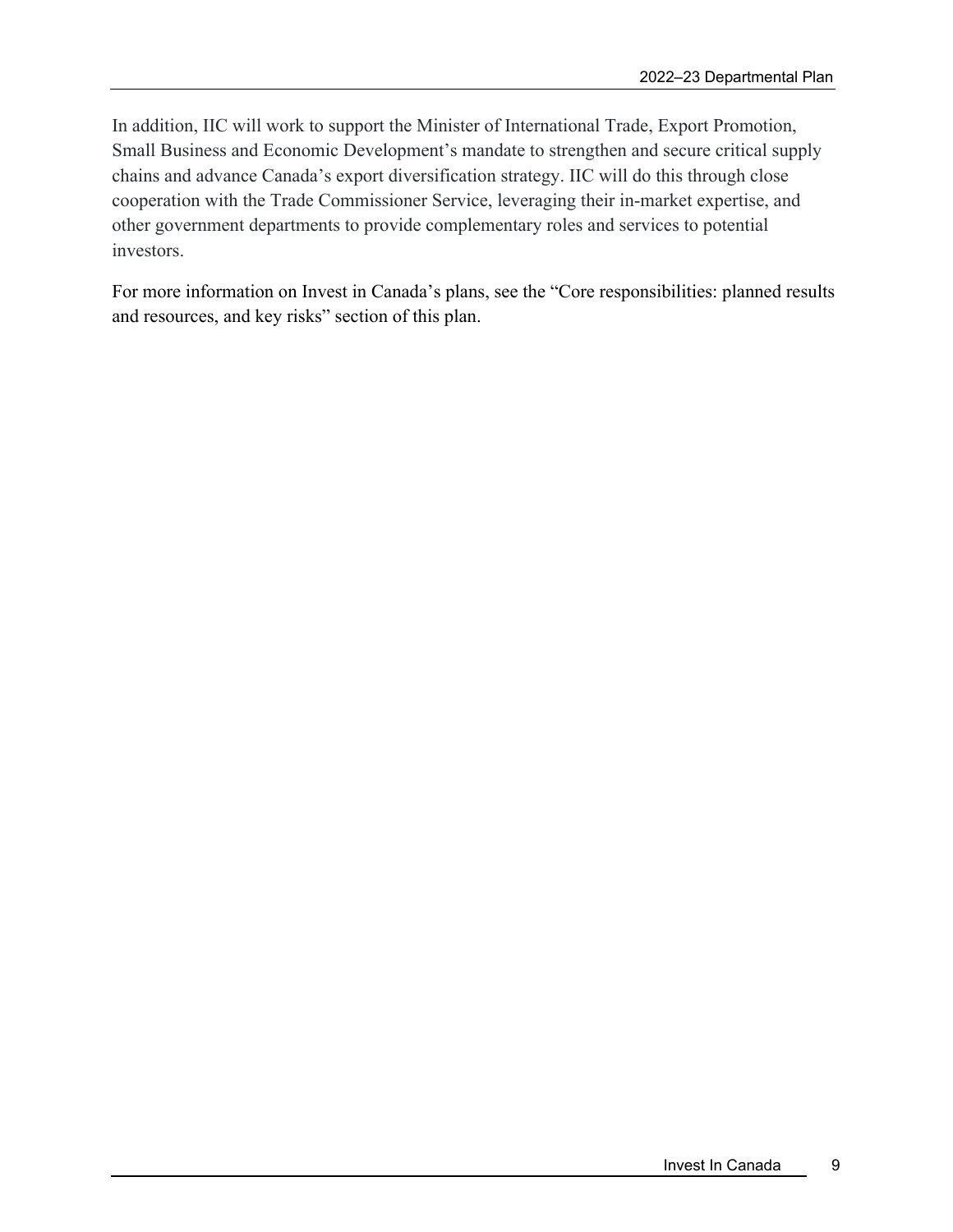In addition, IIC will work to support the Minister of International Trade, Export Promotion, Small Business and Economic Development's mandate to strengthen and secure critical supply chains and advance Canada's export diversification strategy. IIC will do this through close cooperation with the Trade Commissioner Service, leveraging their in-market expertise, and other government departments to provide complementary roles and services to potential investors.

For more information on Invest in Canada's plans, see the "Core responsibilities: planned results and resources, and key risks" section of this plan.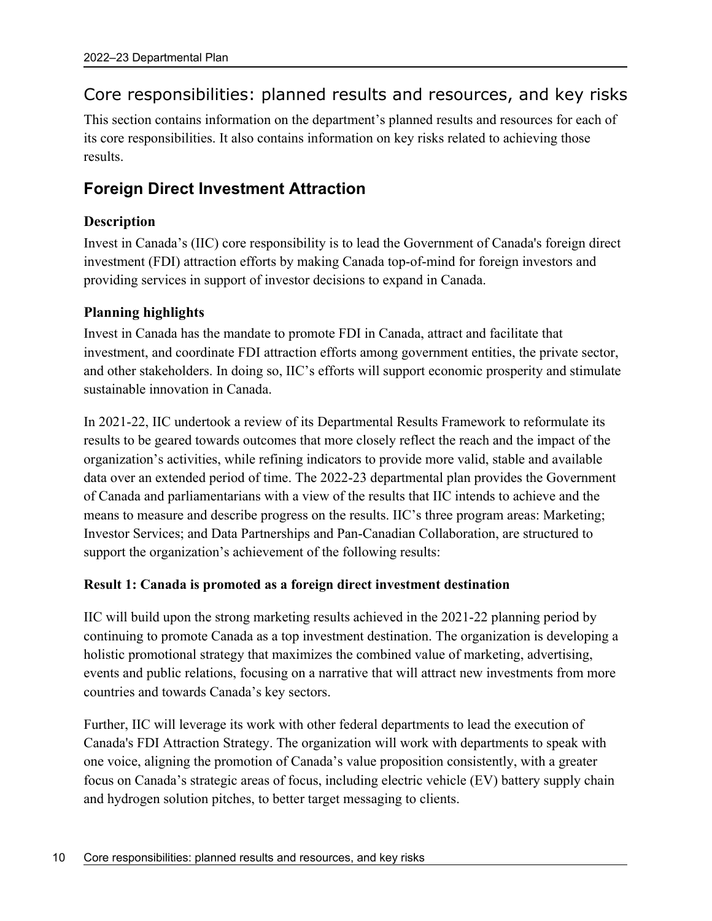# Core responsibilities: planned results and resources, and key risks

This section contains information on the department's planned results and resources for each of its core responsibilities. It also contains information on key risks related to achieving those results.

## Foreign Direct Investment Attraction

### Description

Invest in Canada's (IIC) core responsibility is to lead the Government of Canada's foreign direct investment (FDI) attraction efforts by making Canada top-of-mind for foreign investors and providing services in support of investor decisions to expand in Canada.

### Planning highlights

Invest in Canada has the mandate to promote FDI in Canada, attract and facilitate that investment, and coordinate FDI attraction efforts among government entities, the private sector, and other stakeholders. In doing so, IIC's efforts will support economic prosperity and stimulate sustainable innovation in Canada.

In 2021-22, IIC undertook a review of its Departmental Results Framework to reformulate its results to be geared towards outcomes that more closely reflect the reach and the impact of the organization's activities, while refining indicators to provide more valid, stable and available data over an extended period of time. The 2022-23 departmental plan provides the Government of Canada and parliamentarians with a view of the results that IIC intends to achieve and the means to measure and describe progress on the results. IIC's three program areas: Marketing; Investor Services; and Data Partnerships and Pan-Canadian Collaboration, are structured to support the organization's achievement of the following results:

**Result 1: Canada is promoted as a foreign direct investment destination**

IIC will build upon the strong marketing results achieved in the 2021-22 planning period by continuing to promote Canada as a top investment destination. The organization is developing a holistic promotional strategy that maximizes the combined value of marketing, advertising, events and public relations, focusing on a narrative that will attract new investments from more countries and towards Canada's key sectors.

Further, IIC will leverage its work with other federal departments to lead the execution of Canada's FDI Attraction Strategy. The organization will work with departments to speak with one voice, aligning the promotion of Canada's value proposition consistently, with a greater focus on Canada's strategic areas of focus, including electric vehicle (EV) battery supply chain and hydrogen solution pitches, to better target messaging to clients.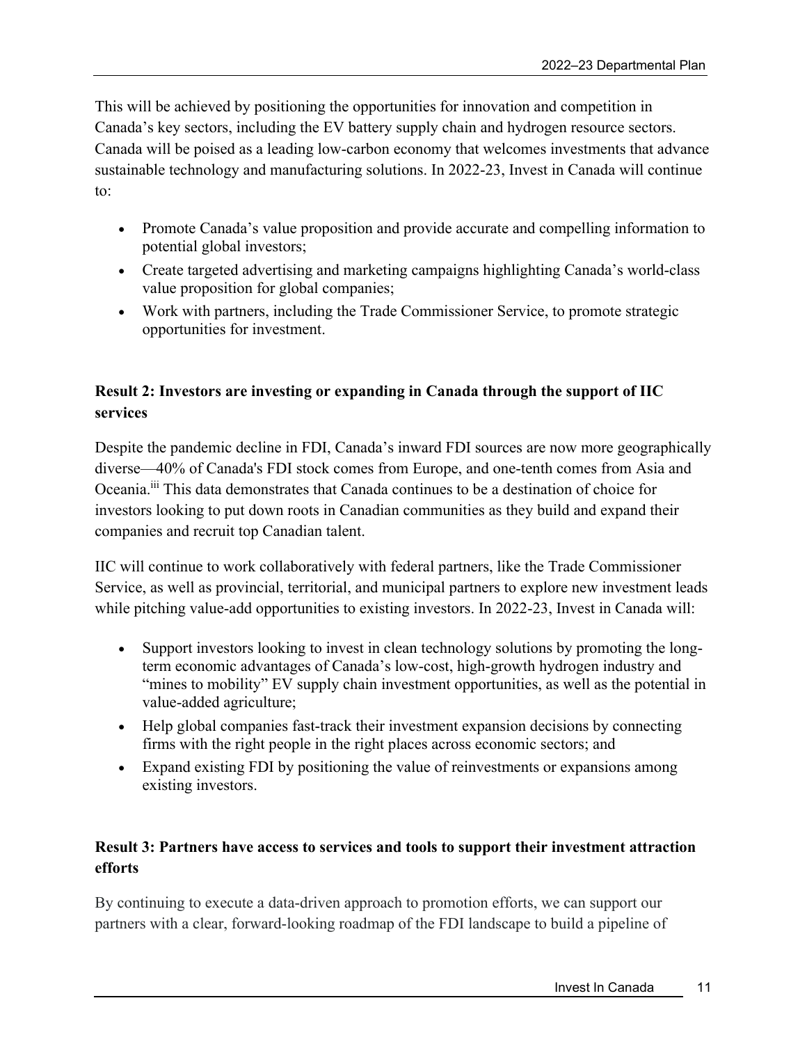This will be achieved by positioning the opportunities for innovation and competition in Canada's key sectors, including the EV battery supply chain and hydrogen resource sectors. Canada will be poised as a leading low-carbon economy that welcomes investments that advance sustainable technology and manufacturing solutions. In 2022-23, Invest in Canada will continue to:

- Promote Canada's value proposition and provide accurate and compelling information to potential global investors;
- Create targeted advertising and marketing campaigns highlighting Canada's world-class value proposition for global companies;
- Work with partners, including the Trade Commissioner Service, to promote strategic opportunities for investment.

### Result 2: Investors are investing or expanding in Canada through the support of IIC services

Despite the pandemic decline in FDI, Canada's inward FDI sources are now more geographically diverse—40% of Canada's FDI stock comes from Europe, and one-tenth comes from Asia and Oceania.[iii] This data demonstrates that Canada continues to be a destination of choice for investors looking to put down roots in Canadian communities as they build and expand their companies and recruit top Canadian talent.

IIC will continue to work collaboratively with federal partners, like the Trade Commissioner Service, as well as provincial, territorial, and municipal partners to explore new investment leads while pitching value-add opportunities to existing investors. In 2022-23, Invest in Canada will:

- Support investors looking to invest in clean technology solutions by promoting the long-term economic advantages of Canada's low-cost, high-growth hydrogen industry and "mines to mobility" EV supply chain investment opportunities, as well as the potential in value-added agriculture;
- Help global companies fast-track their investment expansion decisions by connecting firms with the right people in the right places across economic sectors; and
- Expand existing FDI by positioning the value of reinvestments or expansions among existing investors.

### Result 3: Partners have access to services and tools to support their investment attraction efforts

By continuing to execute a data-driven approach to promotion efforts, we can support our partners with a clear, forward-looking roadmap of the FDI landscape to build a pipeline of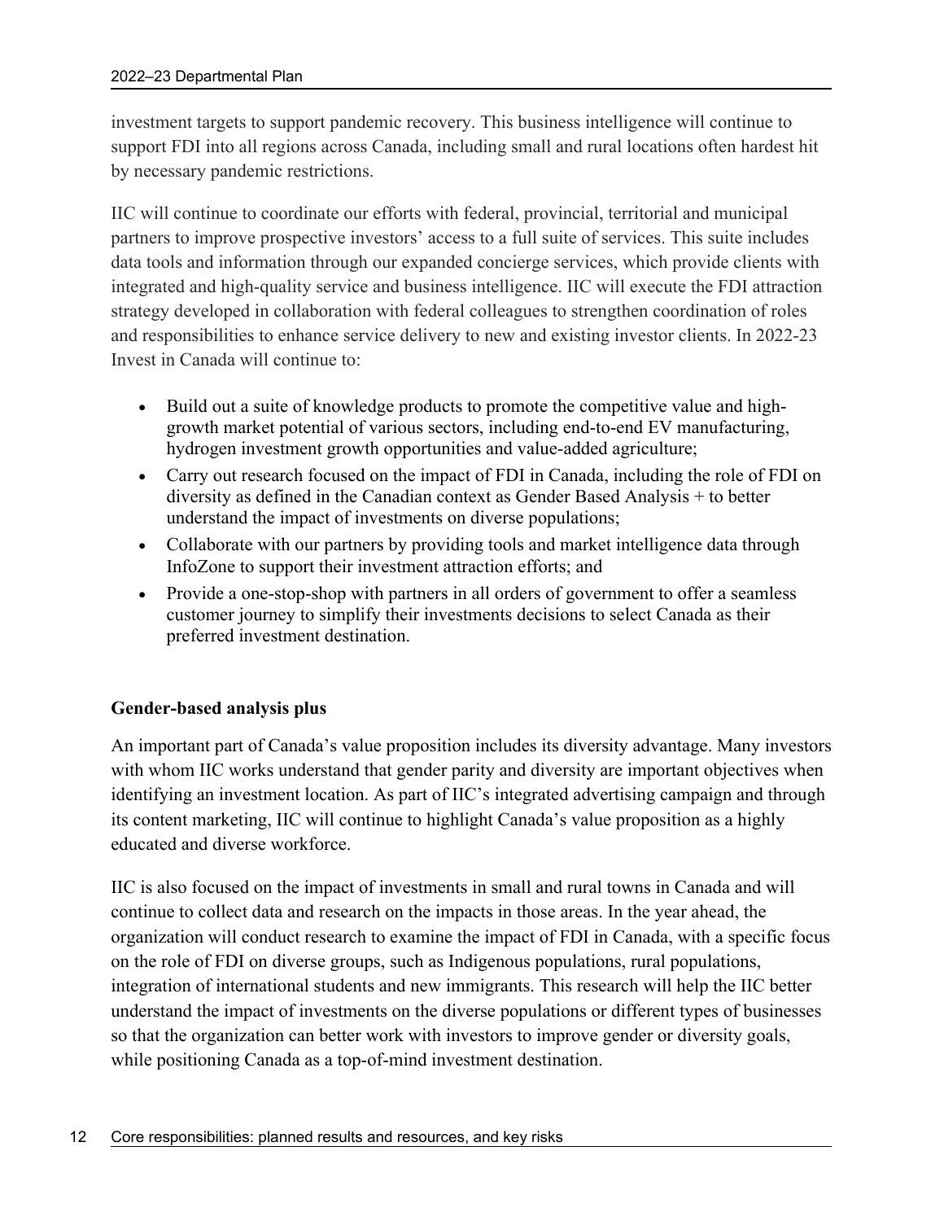investment targets to support pandemic recovery. This business intelligence will continue to support FDI into all regions across Canada, including small and rural locations often hardest hit by necessary pandemic restrictions.

IIC will continue to coordinate our efforts with federal, provincial, territorial and municipal partners to improve prospective investors' access to a full suite of services. This suite includes data tools and information through our expanded concierge services, which provide clients with integrated and high-quality service and business intelligence. IIC will execute the FDI attraction strategy developed in collaboration with federal colleagues to strengthen coordination of roles and responsibilities to enhance service delivery to new and existing investor clients. In 2022-23 Invest in Canada will continue to:

- Build out a suite of knowledge products to promote the competitive value and high-growth market potential of various sectors, including end-to-end EV manufacturing, hydrogen investment growth opportunities and value-added agriculture;
- Carry out research focused on the impact of FDI in Canada, including the role of FDI on diversity as defined in the Canadian context as Gender Based Analysis + to better understand the impact of investments on diverse populations;
- Collaborate with our partners by providing tools and market intelligence data through InfoZone to support their investment attraction efforts; and
- Provide a one-stop-shop with partners in all orders of government to offer a seamless customer journey to simplify their investments decisions to select Canada as their preferred investment destination.

**Gender-based analysis plus**

An important part of Canada's value proposition includes its diversity advantage. Many investors with whom IIC works understand that gender parity and diversity are important objectives when identifying an investment location. As part of IIC's integrated advertising campaign and through its content marketing, IIC will continue to highlight Canada's value proposition as a highly educated and diverse workforce.

IIC is also focused on the impact of investments in small and rural towns in Canada and will continue to collect data and research on the impacts in those areas. In the year ahead, the organization will conduct research to examine the impact of FDI in Canada, with a specific focus on the role of FDI on diverse groups, such as Indigenous populations, rural populations, integration of international students and new immigrants. This research will help the IIC better understand the impact of investments on the diverse populations or different types of businesses so that the organization can better work with investors to improve gender or diversity goals, while positioning Canada as a top-of-mind investment destination.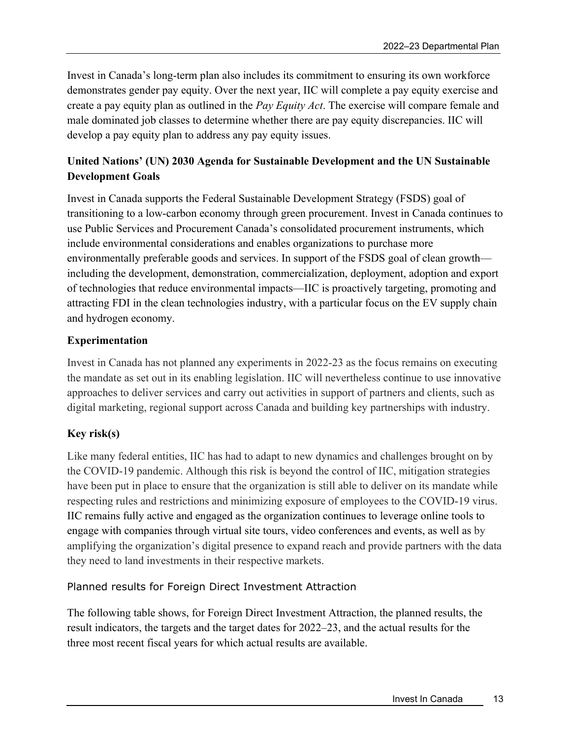Invest in Canada's long-term plan also includes its commitment to ensuring its own workforce demonstrates gender pay equity. Over the next year, IIC will complete a pay equity exercise and create a pay equity plan as outlined in the *Pay Equity Act*. The exercise will compare female and male dominated job classes to determine whether there are pay equity discrepancies. IIC will develop a pay equity plan to address any pay equity issues.

### United Nations' (UN) 2030 Agenda for Sustainable Development and the UN Sustainable Development Goals

Invest in Canada supports the Federal Sustainable Development Strategy (FSDS) goal of transitioning to a low-carbon economy through green procurement. Invest in Canada continues to use Public Services and Procurement Canada's consolidated procurement instruments, which include environmental considerations and enables organizations to purchase more environmentally preferable goods and services. In support of the FSDS goal of clean growth—including the development, demonstration, commercialization, deployment, adoption and export of technologies that reduce environmental impacts—IIC is proactively targeting, promoting and attracting FDI in the clean technologies industry, with a particular focus on the EV supply chain and hydrogen economy.

### Experimentation

Invest in Canada has not planned any experiments in 2022-23 as the focus remains on executing the mandate as set out in its enabling legislation. IIC will nevertheless continue to use innovative approaches to deliver services and carry out activities in support of partners and clients, such as digital marketing, regional support across Canada and building key partnerships with industry.

### Key risk(s)

Like many federal entities, IIC has had to adapt to new dynamics and challenges brought on by the COVID-19 pandemic. Although this risk is beyond the control of IIC, mitigation strategies have been put in place to ensure that the organization is still able to deliver on its mandate while respecting rules and restrictions and minimizing exposure of employees to the COVID-19 virus. IIC remains fully active and engaged as the organization continues to leverage online tools to engage with companies through virtual site tours, video conferences and events, as well as by amplifying the organization's digital presence to expand reach and provide partners with the data they need to land investments in their respective markets.

## Planned results for Foreign Direct Investment Attraction

The following table shows, for Foreign Direct Investment Attraction, the planned results, the result indicators, the targets and the target dates for 2022–23, and the actual results for the three most recent fiscal years for which actual results are available.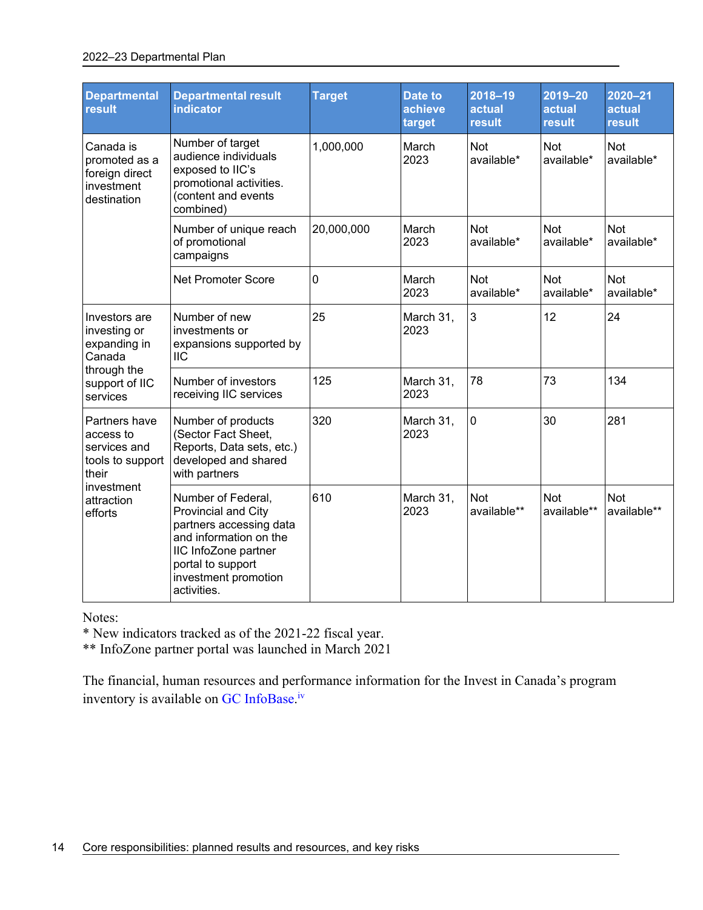| Departmental result | Departmental result indicator | Target | Date to achieve target | 2018–19 actual result | 2019–20 actual result | 2020–21 actual result |
|---|---|---|---|---|---|---|
| Canada is promoted as a foreign direct investment destination | Number of target audience individuals exposed to IIC's promotional activities. (content and events combined) | 1,000,000 | March 2023 | Not available* | Not available* | Not available* |
| | Number of unique reach of promotional campaigns | 20,000,000 | March 2023 | Not available* | Not available* | Not available* |
| | Net Promoter Score | 0 | March 2023 | Not available* | Not available* | Not available* |
| Investors are investing or expanding in Canada through the support of IIC services | Number of new investments or expansions supported by IIC | 25 | March 31, 2023 | 3 | 12 | 24 |
| | Number of investors receiving IIC services | 125 | March 31, 2023 | 78 | 73 | 134 |
| Partners have access to services and tools to support their investment attraction efforts | Number of products (Sector Fact Sheet, Reports, Data sets, etc.) developed and shared with partners | 320 | March 31, 2023 | 0 | 30 | 281 |
| | Number of Federal, Provincial and City partners accessing data and information on the IIC InfoZone partner portal to support investment promotion activities. | 610 | March 31, 2023 | Not available** | Not available** | Not available** |

Notes:

* New indicators tracked as of the 2021-22 fiscal year.

** InfoZone partner portal was launched in March 2021

The financial, human resources and performance information for the Invest in Canada's program inventory is available on GC InfoBase.[iv]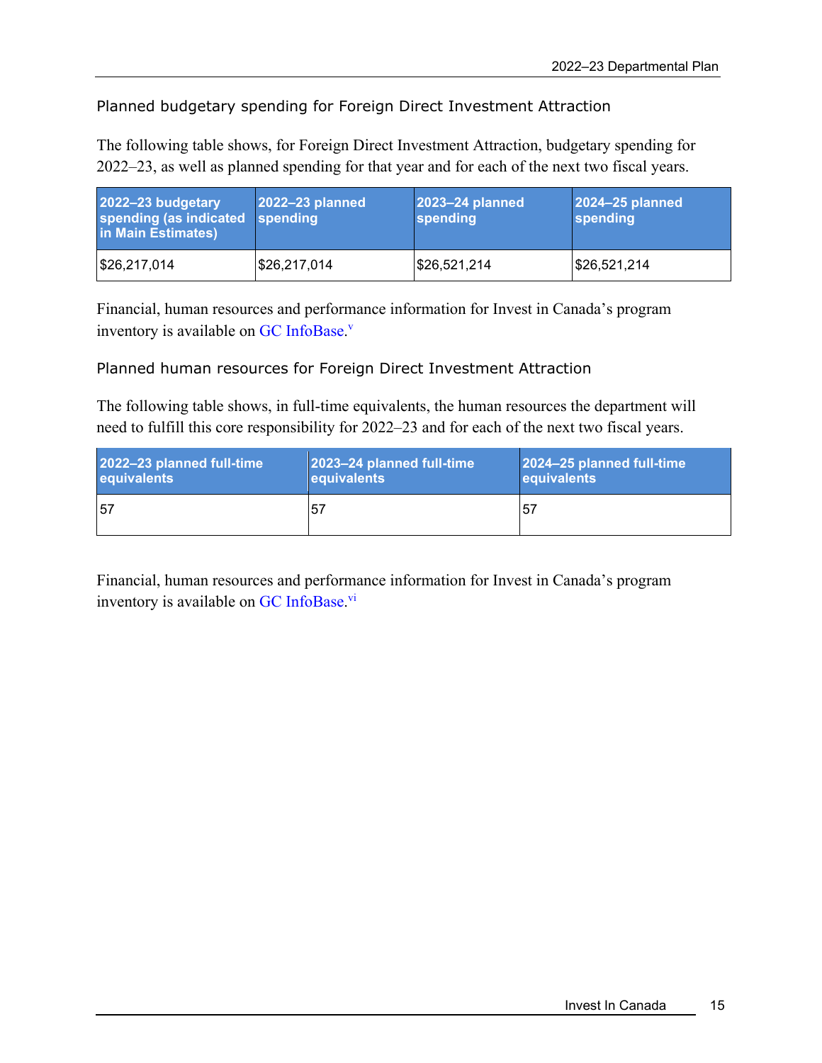### Planned budgetary spending for Foreign Direct Investment Attraction

The following table shows, for Foreign Direct Investment Attraction, budgetary spending for 2022–23, as well as planned spending for that year and for each of the next two fiscal years.

| 2022–23 budgetary spending (as indicated in Main Estimates) | 2022–23 planned spending | 2023–24 planned spending | 2024–25 planned spending |
|---|---|---|---|
| $26,217,014 | $26,217,014 | $26,521,214 | $26,521,214 |

Financial, human resources and performance information for Invest in Canada's program inventory is available on GC InfoBase.[v]

### Planned human resources for Foreign Direct Investment Attraction

The following table shows, in full-time equivalents, the human resources the department will need to fulfill this core responsibility for 2022–23 and for each of the next two fiscal years.

| 2022–23 planned full-time equivalents | 2023–24 planned full-time equivalents | 2024–25 planned full-time equivalents |
|---|---|---|
| 57 | 57 | 57 |

Financial, human resources and performance information for Invest in Canada's program inventory is available on GC InfoBase.[vi]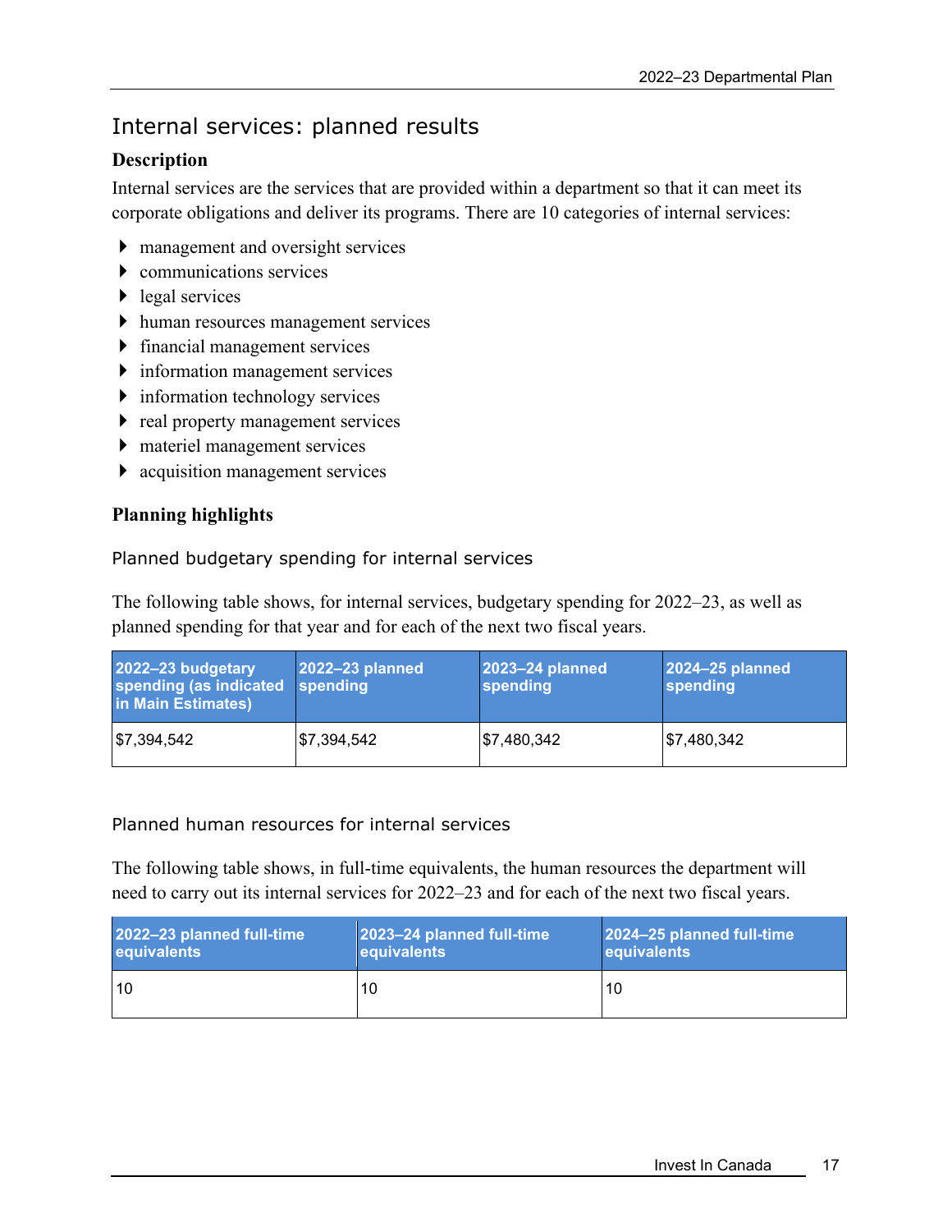## Internal services: planned results

### Description

Internal services are the services that are provided within a department so that it can meet its corporate obligations and deliver its programs. There are 10 categories of internal services:

- management and oversight services
- communications services
- legal services
- human resources management services
- financial management services
- information management services
- information technology services
- real property management services
- materiel management services
- acquisition management services

### Planning highlights

#### Planned budgetary spending for internal services

The following table shows, for internal services, budgetary spending for 2022–23, as well as planned spending for that year and for each of the next two fiscal years.

| 2022–23 budgetary spending (as indicated in Main Estimates) | 2022–23 planned spending | 2023–24 planned spending | 2024–25 planned spending |
| --- | --- | --- | --- |
| $7,394,542 | $7,394,542 | $7,480,342 | $7,480,342 |

#### Planned human resources for internal services

The following table shows, in full-time equivalents, the human resources the department will need to carry out its internal services for 2022–23 and for each of the next two fiscal years.

| 2022–23 planned full-time equivalents | 2023–24 planned full-time equivalents | 2024–25 planned full-time equivalents |
| --- | --- | --- |
| 10 | 10 | 10 |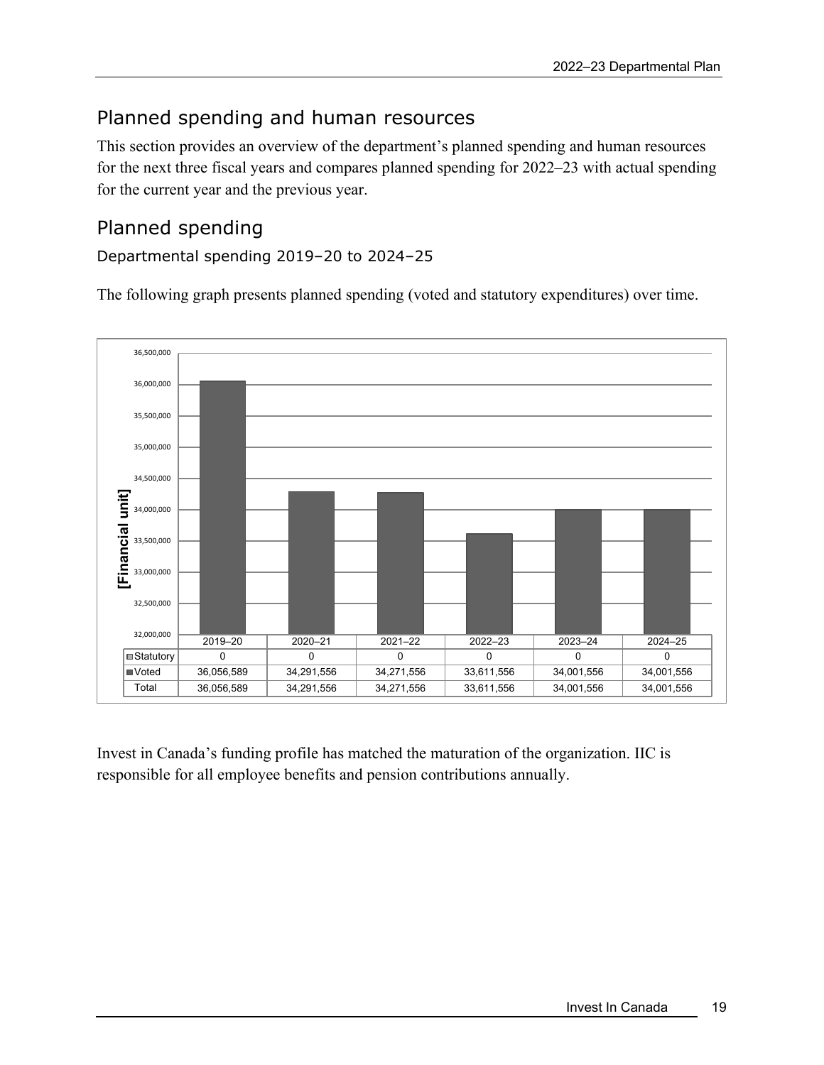## Planned spending and human resources

This section provides an overview of the department's planned spending and human resources for the next three fiscal years and compares planned spending for 2022–23 with actual spending for the current year and the previous year.

## Planned spending

### Departmental spending 2019–20 to 2024–25

The following graph presents planned spending (voted and statutory expenditures) over time.

| [Financial unit] | 2019–20 | 2020–21 | 2021–22 | 2022–23 | 2023–24 | 2024–25 |
|---|---|---|---|---|---|---|
| Statutory | 0 | 0 | 0 | 0 | 0 | 0 |
| Voted | 36,056,589 | 34,291,556 | 34,271,556 | 33,611,556 | 34,001,556 | 34,001,556 |
| Total | 36,056,589 | 34,291,556 | 34,271,556 | 33,611,556 | 34,001,556 | 34,001,556 |

Invest in Canada's funding profile has matched the maturation of the organization. IIC is responsible for all employee benefits and pension contributions annually.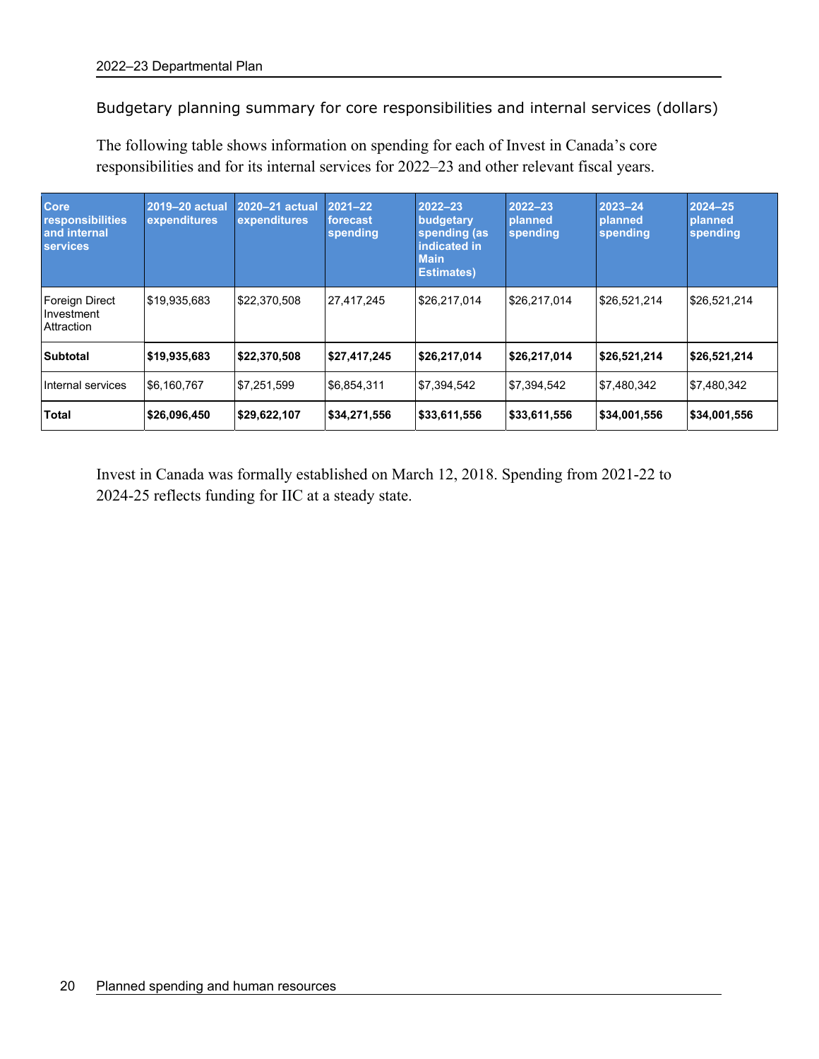### Budgetary planning summary for core responsibilities and internal services (dollars)

The following table shows information on spending for each of Invest in Canada's core responsibilities and for its internal services for 2022–23 and other relevant fiscal years.

| Core responsibilities and internal services | 2019–20 actual expenditures | 2020–21 actual expenditures | 2021–22 forecast spending | 2022–23 budgetary spending (as indicated in Main Estimates) | 2022–23 planned spending | 2023–24 planned spending | 2024–25 planned spending |
|---|---|---|---|---|---|---|---|
| Foreign Direct Investment Attraction | $19,935,683 | $22,370,508 | 27,417,245 | $26,217,014 | $26,217,014 | $26,521,214 | $26,521,214 |
| **Subtotal** | **$19,935,683** | **$22,370,508** | **$27,417,245** | **$26,217,014** | **$26,217,014** | **$26,521,214** | **$26,521,214** |
| Internal services | $6,160,767 | $7,251,599 | $6,854,311 | $7,394,542 | $7,394,542 | $7,480,342 | $7,480,342 |
| **Total** | **$26,096,450** | **$29,622,107** | **$34,271,556** | **$33,611,556** | **$33,611,556** | **$34,001,556** | **$34,001,556** |

Invest in Canada was formally established on March 12, 2018. Spending from 2021-22 to 2024-25 reflects funding for IIC at a steady state.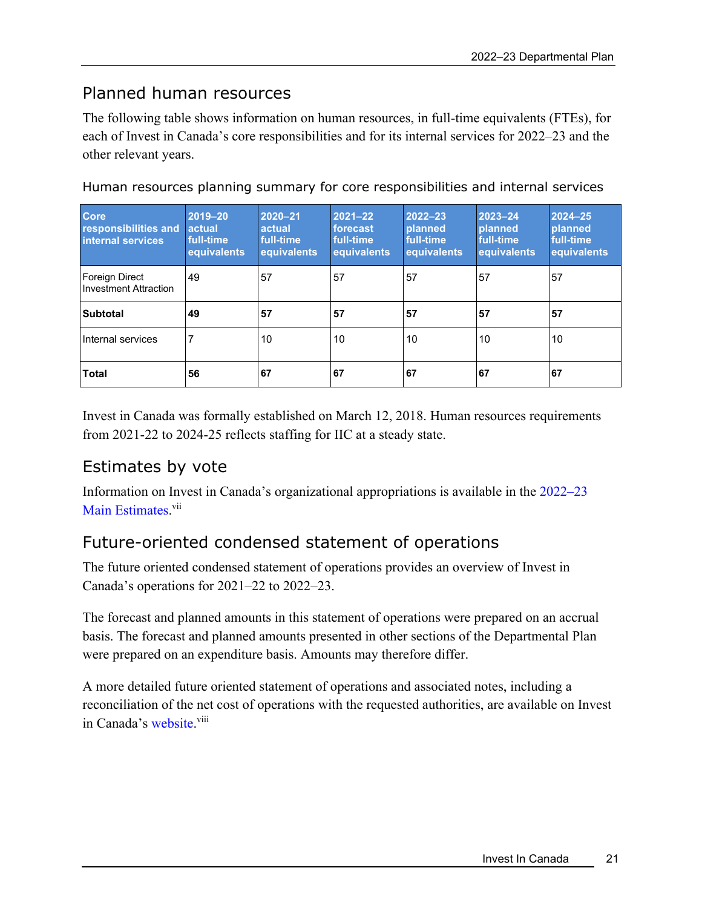## Planned human resources

The following table shows information on human resources, in full-time equivalents (FTEs), for each of Invest in Canada's core responsibilities and for its internal services for 2022–23 and the other relevant years.

### Human resources planning summary for core responsibilities and internal services

| Core responsibilities and internal services | 2019–20 actual full-time equivalents | 2020–21 actual full-time equivalents | 2021–22 forecast full-time equivalents | 2022–23 planned full-time equivalents | 2023–24 planned full-time equivalents | 2024–25 planned full-time equivalents |
|---|---|---|---|---|---|---|
| Foreign Direct Investment Attraction | 49 | 57 | 57 | 57 | 57 | 57 |
| **Subtotal** | **49** | **57** | **57** | **57** | **57** | **57** |
| Internal services | 7 | 10 | 10 | 10 | 10 | 10 |
| **Total** | **56** | **67** | **67** | **67** | **67** | **67** |

Invest in Canada was formally established on March 12, 2018. Human resources requirements from 2021-22 to 2024-25 reflects staffing for IIC at a steady state.

## Estimates by vote

Information on Invest in Canada's organizational appropriations is available in the 2022–23 Main Estimates.[vii]

## Future-oriented condensed statement of operations

The future oriented condensed statement of operations provides an overview of Invest in Canada's operations for 2021–22 to 2022–23.

The forecast and planned amounts in this statement of operations were prepared on an accrual basis. The forecast and planned amounts presented in other sections of the Departmental Plan were prepared on an expenditure basis. Amounts may therefore differ.

A more detailed future oriented statement of operations and associated notes, including a reconciliation of the net cost of operations with the requested authorities, are available on Invest in Canada's website.[viii]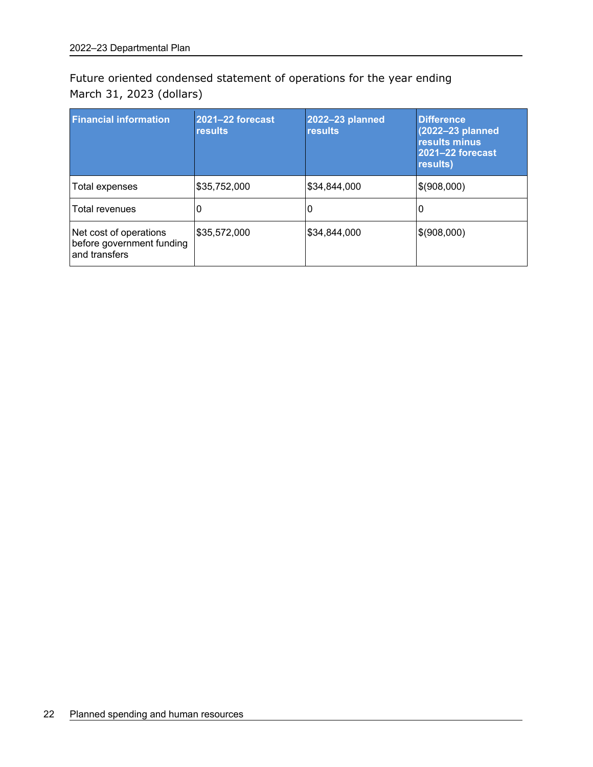Future oriented condensed statement of operations for the year ending March 31, 2023 (dollars)

| Financial information | 2021–22 forecast results | 2022–23 planned results | Difference (2022–23 planned results minus 2021–22 forecast results) |
|---|---|---|---|
| Total expenses | $35,752,000 | $34,844,000 | $(908,000) |
| Total revenues | 0 | 0 | 0 |
| Net cost of operations before government funding and transfers | $35,572,000 | $34,844,000 | $(908,000) |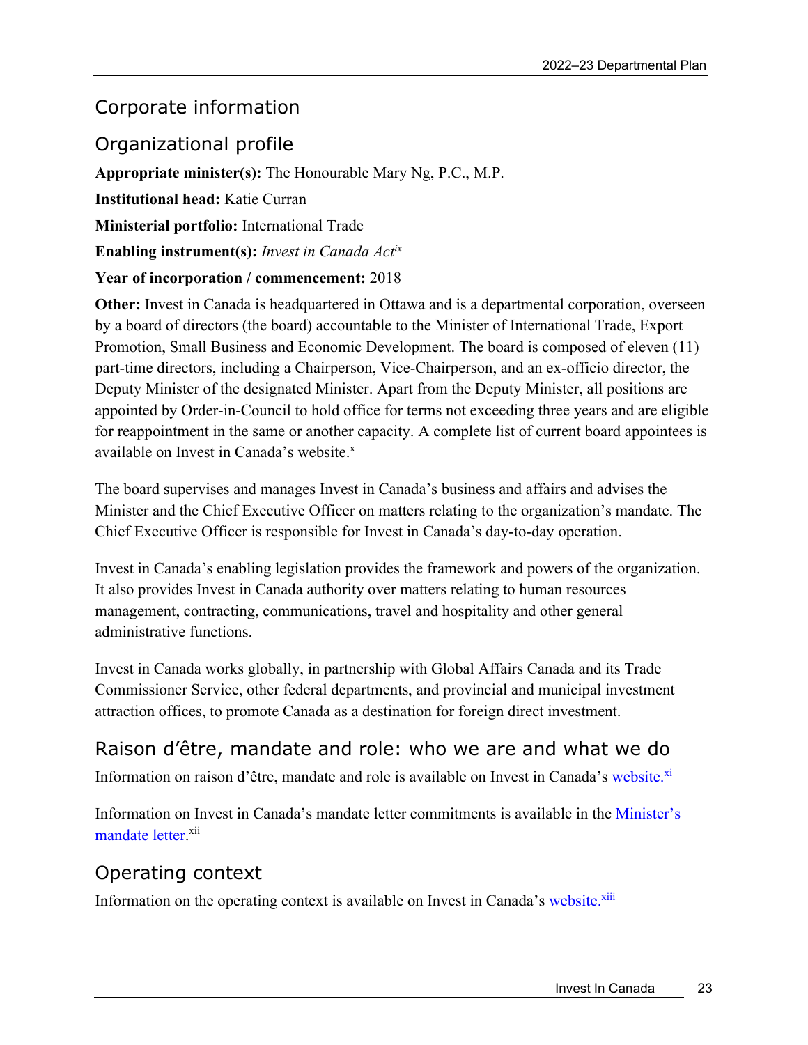# Corporate information

## Organizational profile

**Appropriate minister(s):** The Honourable Mary Ng, P.C., M.P.

**Institutional head:** Katie Curran

**Ministerial portfolio:** International Trade

**Enabling instrument(s):** *Invest in Canada Act*[ix]

**Year of incorporation / commencement:** 2018

**Other:** Invest in Canada is headquartered in Ottawa and is a departmental corporation, overseen by a board of directors (the board) accountable to the Minister of International Trade, Export Promotion, Small Business and Economic Development. The board is composed of eleven (11) part-time directors, including a Chairperson, Vice-Chairperson, and an ex-officio director, the Deputy Minister of the designated Minister. Apart from the Deputy Minister, all positions are appointed by Order-in-Council to hold office for terms not exceeding three years and are eligible for reappointment in the same or another capacity. A complete list of current board appointees is available on Invest in Canada's website.[x]

The board supervises and manages Invest in Canada's business and affairs and advises the Minister and the Chief Executive Officer on matters relating to the organization's mandate. The Chief Executive Officer is responsible for Invest in Canada's day-to-day operation.

Invest in Canada's enabling legislation provides the framework and powers of the organization. It also provides Invest in Canada authority over matters relating to human resources management, contracting, communications, travel and hospitality and other general administrative functions.

Invest in Canada works globally, in partnership with Global Affairs Canada and its Trade Commissioner Service, other federal departments, and provincial and municipal investment attraction offices, to promote Canada as a destination for foreign direct investment.

## Raison d'être, mandate and role: who we are and what we do

Information on raison d'être, mandate and role is available on Invest in Canada's website.[xi]

Information on Invest in Canada's mandate letter commitments is available in the Minister's mandate letter.[xii]

## Operating context

Information on the operating context is available on Invest in Canada's website.[xiii]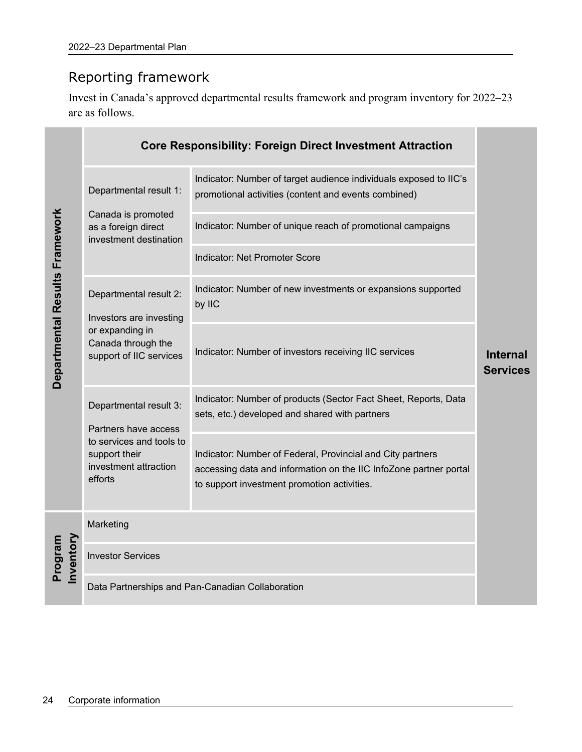## Reporting framework

Invest in Canada's approved departmental results framework and program inventory for 2022–23 are as follows.

| | Core Responsibility: Foreign Direct Investment Attraction | | |
|---|---|---|---|
| **Departmental Results Framework** | Departmental result 1: Canada is promoted as a foreign direct investment destination | Indicator: Number of target audience individuals exposed to IIC's promotional activities (content and events combined) | **Internal Services** |
| | | Indicator: Number of unique reach of promotional campaigns | |
| | | Indicator: Net Promoter Score | |
| | Departmental result 2: Investors are investing or expanding in Canada through the support of IIC services | Indicator: Number of new investments or expansions supported by IIC | |
| | | Indicator: Number of investors receiving IIC services | |
| | Departmental result 3: Partners have access to services and tools to support their investment attraction efforts | Indicator: Number of products (Sector Fact Sheet, Reports, Data sets, etc.) developed and shared with partners | |
| | | Indicator: Number of Federal, Provincial and City partners accessing data and information on the IIC InfoZone partner portal to support investment promotion activities. | |
| **Program Inventory** | Marketing | | |
| | Investor Services | | |
| | Data Partnerships and Pan-Canadian Collaboration | | |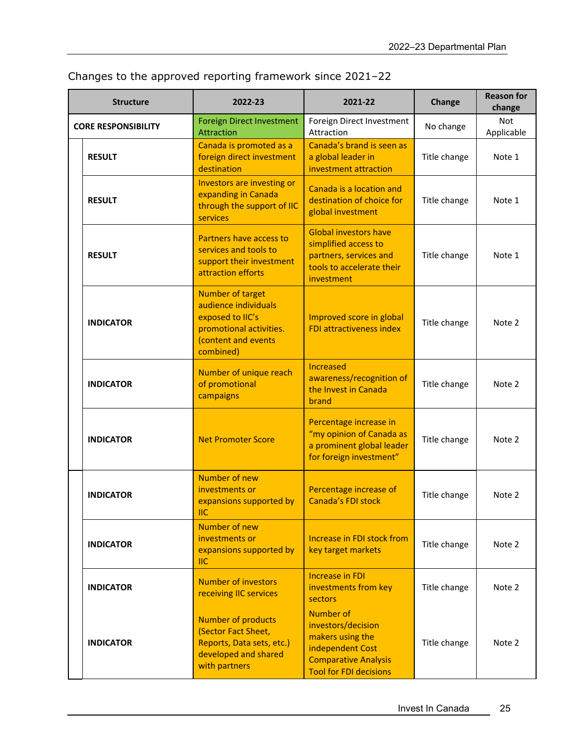## Changes to the approved reporting framework since 2021–22

| Structure | 2022-23 | 2021-22 | Change | Reason for change |
|---|---|---|---|---|
| **CORE RESPONSIBILITY** | Foreign Direct Investment Attraction | Foreign Direct Investment Attraction | No change | Not Applicable |
| **RESULT** | Canada is promoted as a foreign direct investment destination | Canada's brand is seen as a global leader in investment attraction | Title change | Note 1 |
| **RESULT** | Investors are investing or expanding in Canada through the support of IIC services | Canada is a location and destination of choice for global investment | Title change | Note 1 |
| **RESULT** | Partners have access to services and tools to support their investment attraction efforts | Global investors have simplified access to partners, services and tools to accelerate their investment | Title change | Note 1 |
| **INDICATOR** | Number of target audience individuals exposed to IIC's promotional activities. (content and events combined) | Improved score in global FDI attractiveness index | Title change | Note 2 |
| **INDICATOR** | Number of unique reach of promotional campaigns | Increased awareness/recognition of the Invest in Canada brand | Title change | Note 2 |
| **INDICATOR** | Net Promoter Score | Percentage increase in "my opinion of Canada as a prominent global leader for foreign investment" | Title change | Note 2 |
| **INDICATOR** | Number of new investments or expansions supported by IIC | Percentage increase of Canada's FDI stock | Title change | Note 2 |
| **INDICATOR** | Number of new investments or expansions supported by IIC | Increase in FDI stock from key target markets | Title change | Note 2 |
| **INDICATOR** | Number of investors receiving IIC services | Increase in FDI investments from key sectors | Title change | Note 2 |
| **INDICATOR** | Number of products (Sector Fact Sheet, Reports, Data sets, etc.) developed and shared with partners | Number of investors/decision makers using the independent Cost Comparative Analysis Tool for FDI decisions | Title change | Note 2 |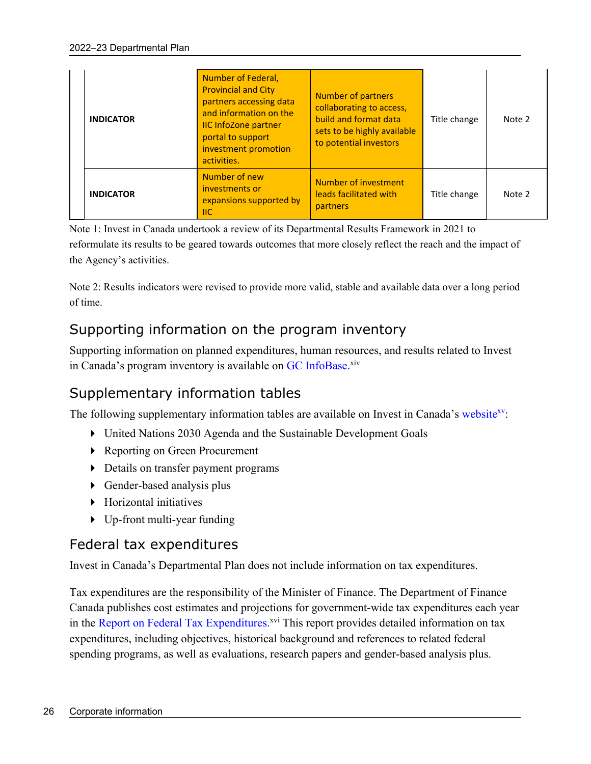| | | | | | |
|---|---|---|---|---|---|
| | **INDICATOR** | Number of Federal, Provincial and City partners accessing data and information on the IIC InfoZone partner portal to support investment promotion activities. | Number of partners collaborating to access, build and format data sets to be highly available to potential investors | Title change | Note 2 |
| | **INDICATOR** | Number of new investments or expansions supported by IIC | Number of investment leads facilitated with partners | Title change | Note 2 |

Note 1: Invest in Canada undertook a review of its Departmental Results Framework in 2021 to reformulate its results to be geared towards outcomes that more closely reflect the reach and the impact of the Agency's activities.

Note 2: Results indicators were revised to provide more valid, stable and available data over a long period of time.

## Supporting information on the program inventory

Supporting information on planned expenditures, human resources, and results related to Invest in Canada's program inventory is available on GC InfoBase.[xiv]

## Supplementary information tables

The following supplementary information tables are available on Invest in Canada's website[xv]:

- United Nations 2030 Agenda and the Sustainable Development Goals
- Reporting on Green Procurement
- Details on transfer payment programs
- Gender-based analysis plus
- Horizontal initiatives
- Up-front multi-year funding

## Federal tax expenditures

Invest in Canada's Departmental Plan does not include information on tax expenditures.

Tax expenditures are the responsibility of the Minister of Finance. The Department of Finance Canada publishes cost estimates and projections for government-wide tax expenditures each year in the Report on Federal Tax Expenditures.[xvi] This report provides detailed information on tax expenditures, including objectives, historical background and references to related federal spending programs, as well as evaluations, research papers and gender-based analysis plus.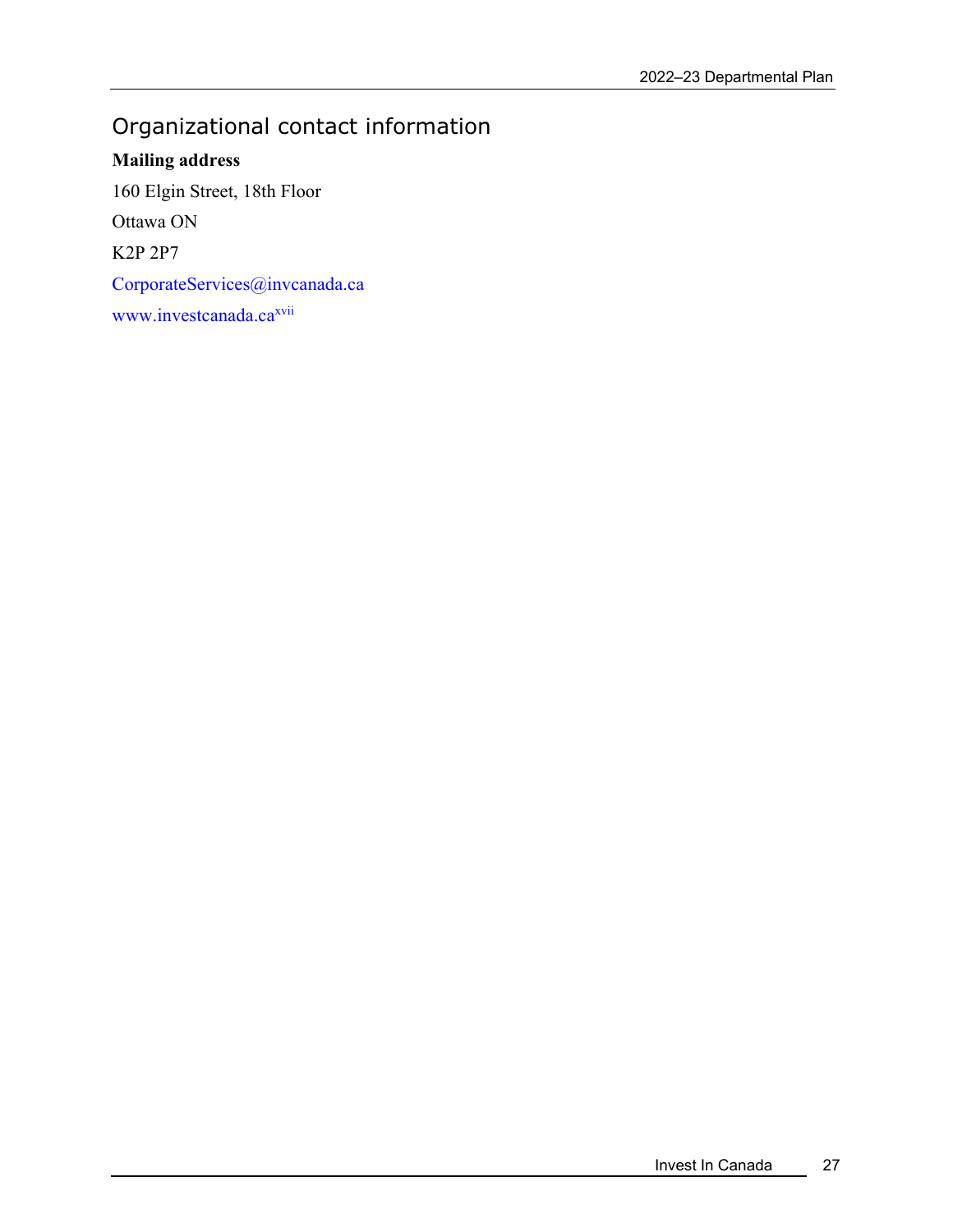## Organizational contact information

**Mailing address**

160 Elgin Street, 18th Floor

Ottawa ON

K2P 2P7

CorporateServices@invcanada.ca

www.investcanada.ca[xvii]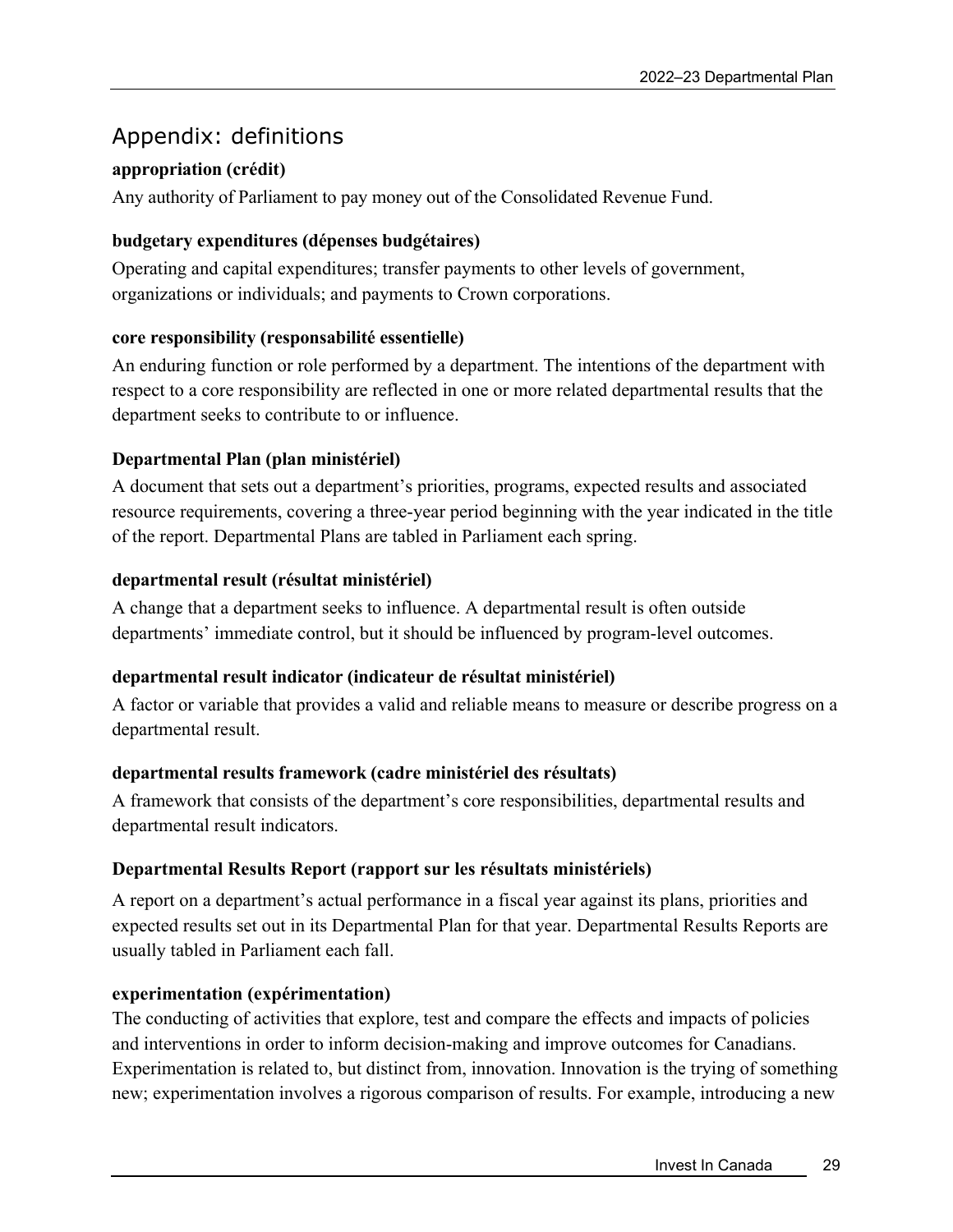## Appendix: definitions

**appropriation (crédit)**

Any authority of Parliament to pay money out of the Consolidated Revenue Fund.

**budgetary expenditures (dépenses budgétaires)**

Operating and capital expenditures; transfer payments to other levels of government, organizations or individuals; and payments to Crown corporations.

**core responsibility (responsabilité essentielle)**

An enduring function or role performed by a department. The intentions of the department with respect to a core responsibility are reflected in one or more related departmental results that the department seeks to contribute to or influence.

**Departmental Plan (plan ministériel)**

A document that sets out a department's priorities, programs, expected results and associated resource requirements, covering a three-year period beginning with the year indicated in the title of the report. Departmental Plans are tabled in Parliament each spring.

**departmental result (résultat ministériel)**

A change that a department seeks to influence. A departmental result is often outside departments' immediate control, but it should be influenced by program-level outcomes.

**departmental result indicator (indicateur de résultat ministériel)**

A factor or variable that provides a valid and reliable means to measure or describe progress on a departmental result.

**departmental results framework (cadre ministériel des résultats)**

A framework that consists of the department's core responsibilities, departmental results and departmental result indicators.

**Departmental Results Report (rapport sur les résultats ministériels)**

A report on a department's actual performance in a fiscal year against its plans, priorities and expected results set out in its Departmental Plan for that year. Departmental Results Reports are usually tabled in Parliament each fall.

**experimentation (expérimentation)**

The conducting of activities that explore, test and compare the effects and impacts of policies and interventions in order to inform decision-making and improve outcomes for Canadians. Experimentation is related to, but distinct from, innovation. Innovation is the trying of something new; experimentation involves a rigorous comparison of results. For example, introducing a new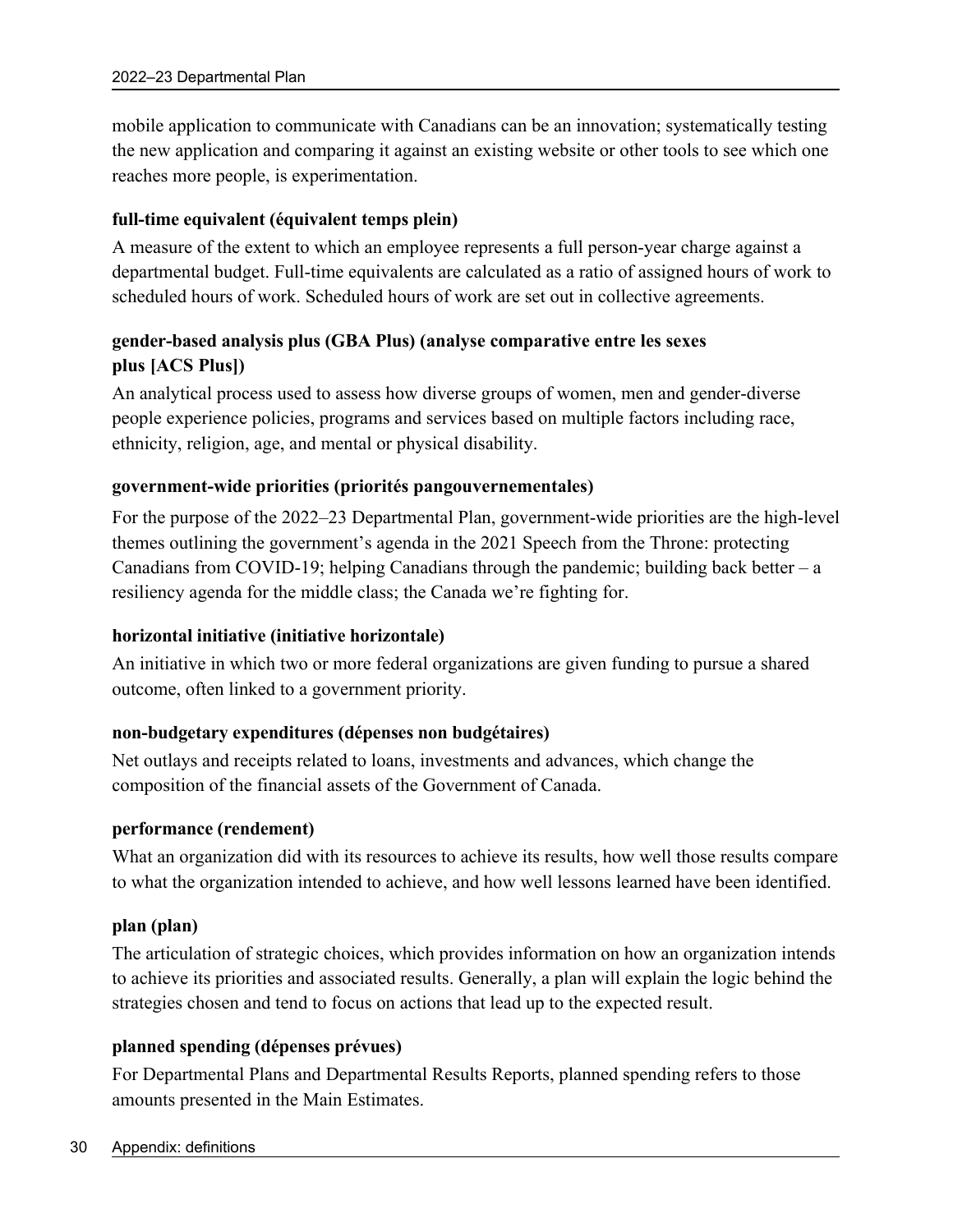mobile application to communicate with Canadians can be an innovation; systematically testing the new application and comparing it against an existing website or other tools to see which one reaches more people, is experimentation.

**full-time equivalent (équivalent temps plein)**

A measure of the extent to which an employee represents a full person-year charge against a departmental budget. Full-time equivalents are calculated as a ratio of assigned hours of work to scheduled hours of work. Scheduled hours of work are set out in collective agreements.

**gender-based analysis plus (GBA Plus) (analyse comparative entre les sexes plus [ACS Plus])**

An analytical process used to assess how diverse groups of women, men and gender-diverse people experience policies, programs and services based on multiple factors including race, ethnicity, religion, age, and mental or physical disability.

**government-wide priorities (priorités pangouvernementales)**

For the purpose of the 2022–23 Departmental Plan, government-wide priorities are the high-level themes outlining the government's agenda in the 2021 Speech from the Throne: protecting Canadians from COVID-19; helping Canadians through the pandemic; building back better – a resiliency agenda for the middle class; the Canada we're fighting for.

**horizontal initiative (initiative horizontale)**

An initiative in which two or more federal organizations are given funding to pursue a shared outcome, often linked to a government priority.

**non-budgetary expenditures (dépenses non budgétaires)**

Net outlays and receipts related to loans, investments and advances, which change the composition of the financial assets of the Government of Canada.

**performance (rendement)**

What an organization did with its resources to achieve its results, how well those results compare to what the organization intended to achieve, and how well lessons learned have been identified.

**plan (plan)**

The articulation of strategic choices, which provides information on how an organization intends to achieve its priorities and associated results. Generally, a plan will explain the logic behind the strategies chosen and tend to focus on actions that lead up to the expected result.

**planned spending (dépenses prévues)**

For Departmental Plans and Departmental Results Reports, planned spending refers to those amounts presented in the Main Estimates.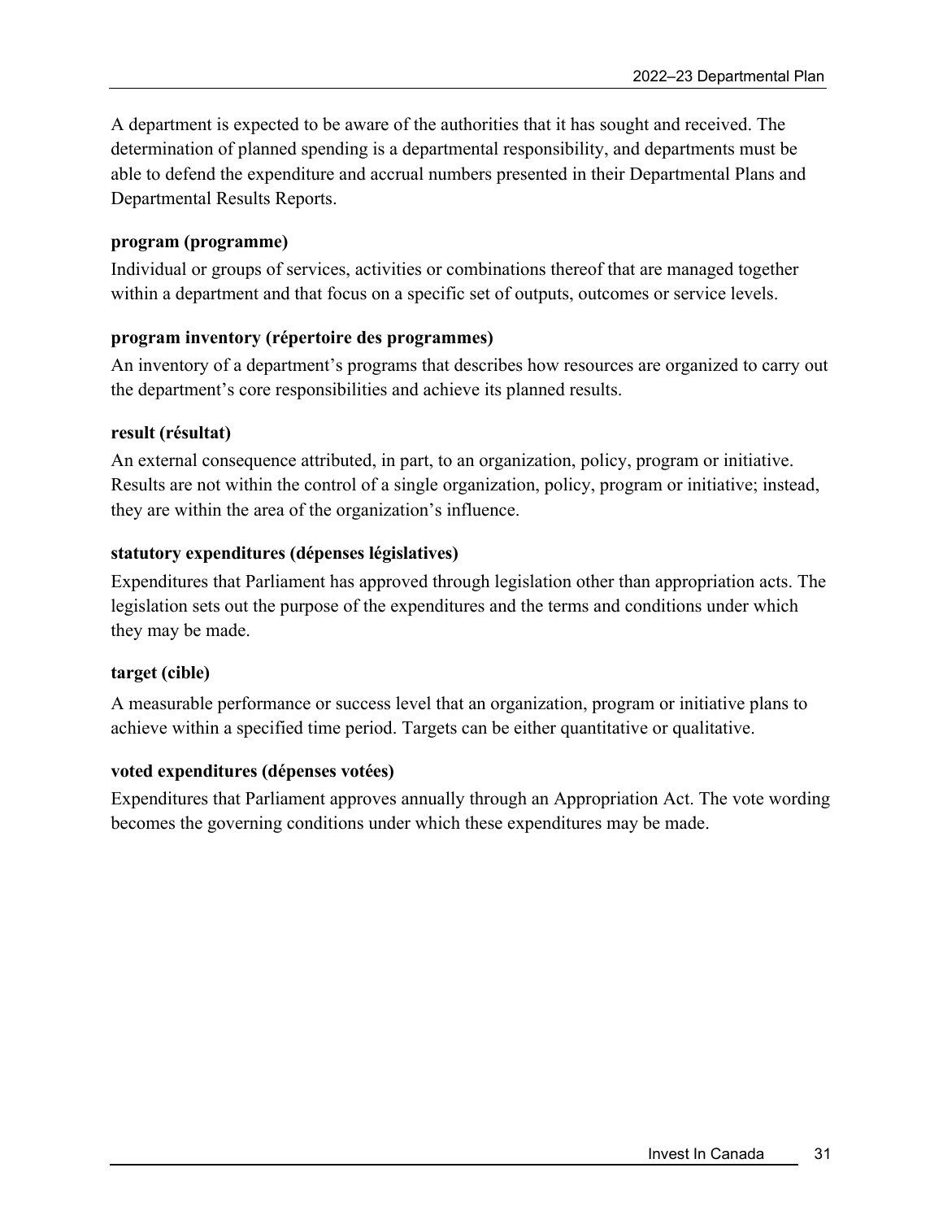A department is expected to be aware of the authorities that it has sought and received. The determination of planned spending is a departmental responsibility, and departments must be able to defend the expenditure and accrual numbers presented in their Departmental Plans and Departmental Results Reports.

**program (programme)**

Individual or groups of services, activities or combinations thereof that are managed together within a department and that focus on a specific set of outputs, outcomes or service levels.

**program inventory (répertoire des programmes)**

An inventory of a department's programs that describes how resources are organized to carry out the department's core responsibilities and achieve its planned results.

**result (résultat)**

An external consequence attributed, in part, to an organization, policy, program or initiative. Results are not within the control of a single organization, policy, program or initiative; instead, they are within the area of the organization's influence.

**statutory expenditures (dépenses législatives)**

Expenditures that Parliament has approved through legislation other than appropriation acts. The legislation sets out the purpose of the expenditures and the terms and conditions under which they may be made.

**target (cible)**

A measurable performance or success level that an organization, program or initiative plans to achieve within a specified time period. Targets can be either quantitative or qualitative.

**voted expenditures (dépenses votées)**

Expenditures that Parliament approves annually through an Appropriation Act. The vote wording becomes the governing conditions under which these expenditures may be made.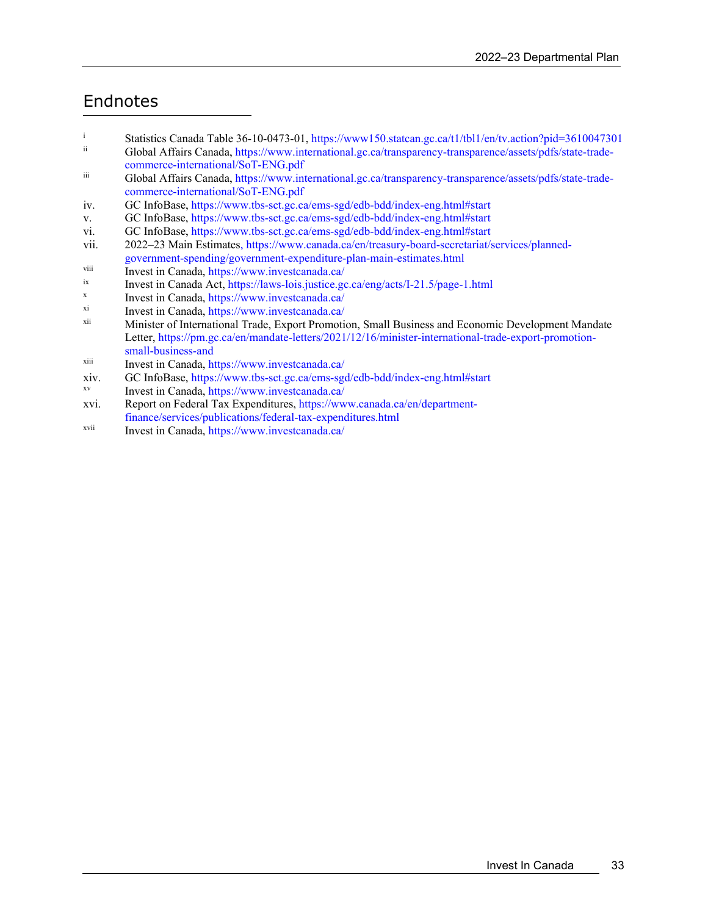# Endnotes

i. Statistics Canada Table 36-10-0473-01, https://www150.statcan.gc.ca/t1/tbl1/en/tv.action?pid=3610047301
ii. Global Affairs Canada, https://www.international.gc.ca/transparency-transparence/assets/pdfs/state-trade-commerce-international/SoT-ENG.pdf
iii. Global Affairs Canada, https://www.international.gc.ca/transparency-transparence/assets/pdfs/state-trade-commerce-international/SoT-ENG.pdf
iv. GC InfoBase, https://www.tbs-sct.gc.ca/ems-sgd/edb-bdd/index-eng.html#start
v. GC InfoBase, https://www.tbs-sct.gc.ca/ems-sgd/edb-bdd/index-eng.html#start
vi. GC InfoBase, https://www.tbs-sct.gc.ca/ems-sgd/edb-bdd/index-eng.html#start
vii. 2022–23 Main Estimates, https://www.canada.ca/en/treasury-board-secretariat/services/planned-government-spending/government-expenditure-plan-main-estimates.html
viii. Invest in Canada, https://www.investcanada.ca/
ix. Invest in Canada Act, https://laws-lois.justice.gc.ca/eng/acts/I-21.5/page-1.html
x. Invest in Canada, https://www.investcanada.ca/
xi. Invest in Canada, https://www.investcanada.ca/
xii. Minister of International Trade, Export Promotion, Small Business and Economic Development Mandate Letter, https://pm.gc.ca/en/mandate-letters/2021/12/16/minister-international-trade-export-promotion-small-business-and
xiii. Invest in Canada, https://www.investcanada.ca/
xiv. GC InfoBase, https://www.tbs-sct.gc.ca/ems-sgd/edb-bdd/index-eng.html#start
xv. Invest in Canada, https://www.investcanada.ca/
xvi. Report on Federal Tax Expenditures, https://www.canada.ca/en/department-finance/services/publications/federal-tax-expenditures.html
xvii. Invest in Canada, https://www.investcanada.ca/